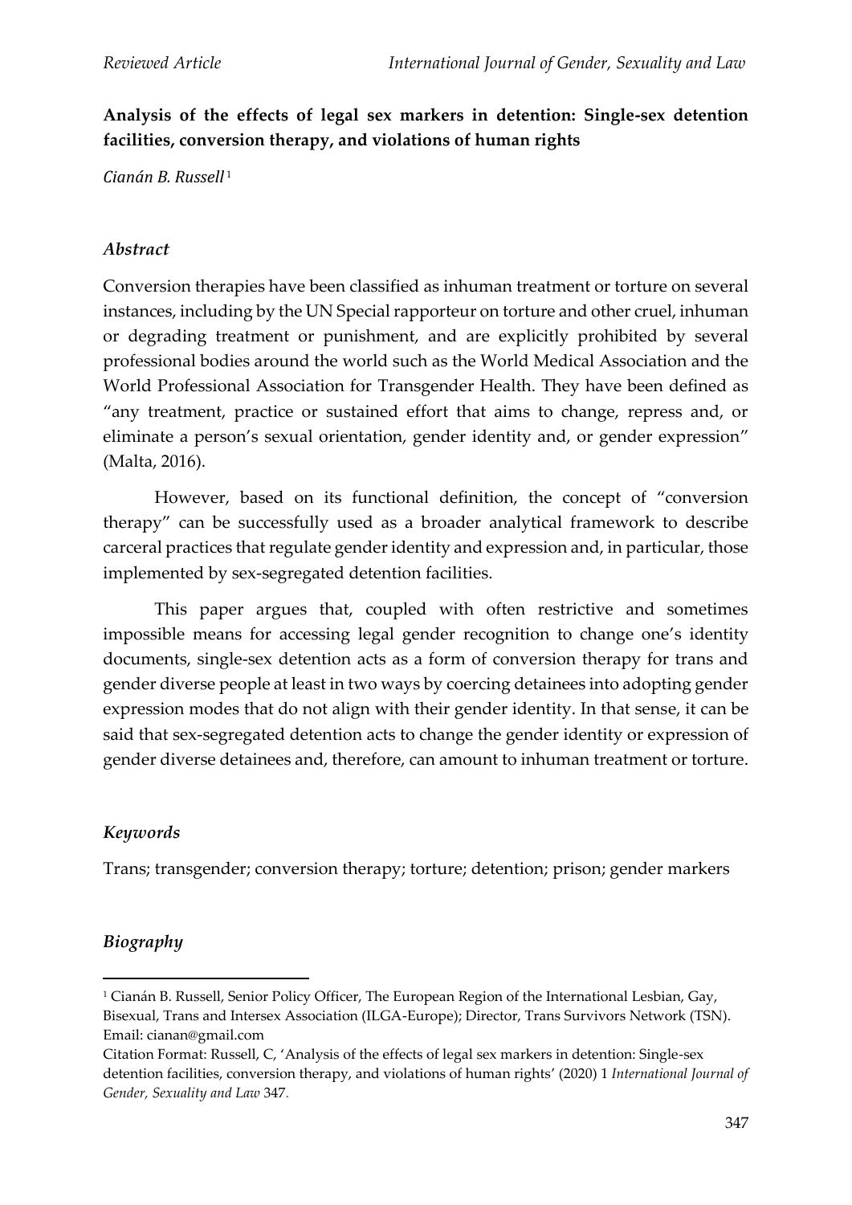**Analysis of the effects of legal sex markers in detention: Single-sex detention facilities, conversion therapy, and violations of human rights**

*Cianán B. Russell*[1]

## *Abstract*

Conversion therapies have been classified as inhuman treatment or torture on several instances, including by the UN Special rapporteur on torture and other cruel, inhuman or degrading treatment or punishment, and are explicitly prohibited by several professional bodies around the world such as the World Medical Association and the World Professional Association for Transgender Health. They have been defined as "any treatment, practice or sustained effort that aims to change, repress and, or eliminate a person's sexual orientation, gender identity and, or gender expression" (Malta, 2016).

However, based on its functional definition, the concept of "conversion therapy" can be successfully used as a broader analytical framework to describe carceral practices that regulate gender identity and expression and, in particular, those implemented by sex-segregated detention facilities.

This paper argues that, coupled with often restrictive and sometimes impossible means for accessing legal gender recognition to change one's identity documents, single-sex detention acts as a form of conversion therapy for trans and gender diverse people at least in two ways by coercing detainees into adopting gender expression modes that do not align with their gender identity. In that sense, it can be said that sex-segregated detention acts to change the gender identity or expression of gender diverse detainees and, therefore, can amount to inhuman treatment or torture.

## *Keywords*

Trans; transgender; conversion therapy; torture; detention; prison; gender markers

## *Biography*

---

[1] Cianán B. Russell, Senior Policy Officer, The European Region of the International Lesbian, Gay, Bisexual, Trans and Intersex Association (ILGA-Europe); Director, Trans Survivors Network (TSN). Email: cianan@gmail.com

Citation Format: Russell, C, 'Analysis of the effects of legal sex markers in detention: Single-sex detention facilities, conversion therapy, and violations of human rights' (2020) 1 *International Journal of Gender, Sexuality and Law* 347.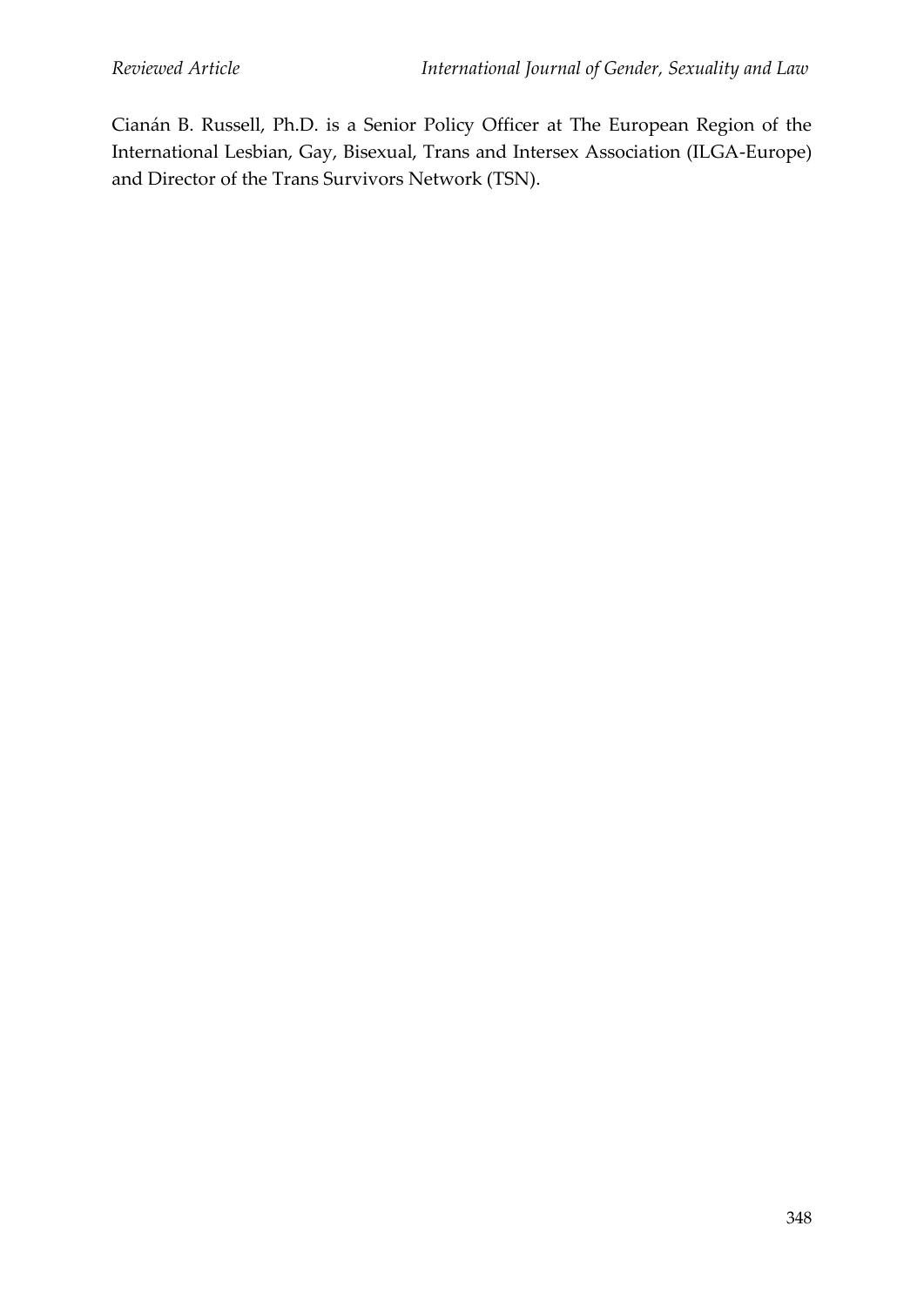Cianán B. Russell, Ph.D. is a Senior Policy Officer at The European Region of the International Lesbian, Gay, Bisexual, Trans and Intersex Association (ILGA-Europe) and Director of the Trans Survivors Network (TSN).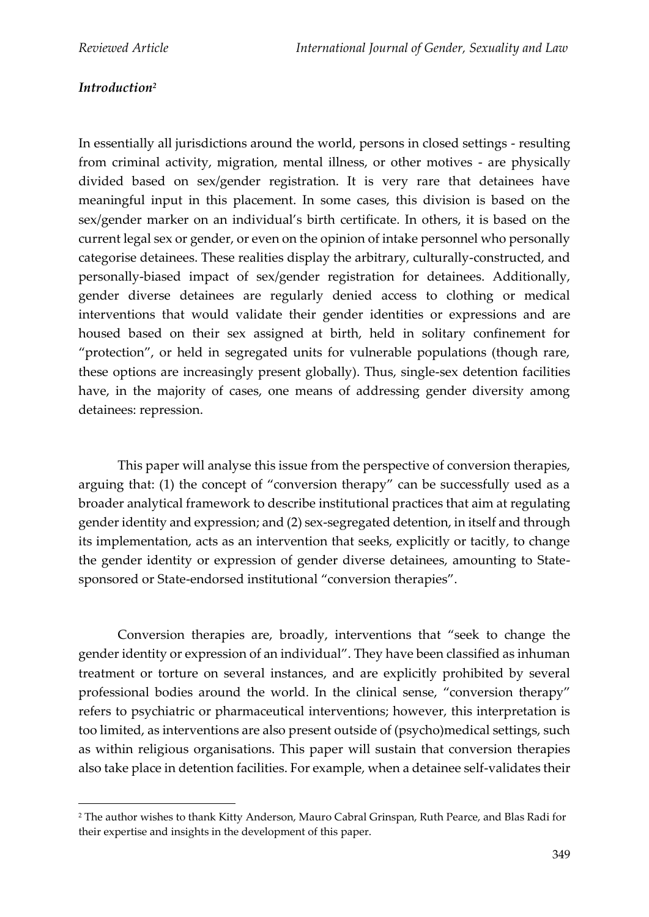### *Introduction*[2]

In essentially all jurisdictions around the world, persons in closed settings - resulting from criminal activity, migration, mental illness, or other motives - are physically divided based on sex/gender registration. It is very rare that detainees have meaningful input in this placement. In some cases, this division is based on the sex/gender marker on an individual's birth certificate. In others, it is based on the current legal sex or gender, or even on the opinion of intake personnel who personally categorise detainees. These realities display the arbitrary, culturally-constructed, and personally-biased impact of sex/gender registration for detainees. Additionally, gender diverse detainees are regularly denied access to clothing or medical interventions that would validate their gender identities or expressions and are housed based on their sex assigned at birth, held in solitary confinement for "protection", or held in segregated units for vulnerable populations (though rare, these options are increasingly present globally). Thus, single-sex detention facilities have, in the majority of cases, one means of addressing gender diversity among detainees: repression.

This paper will analyse this issue from the perspective of conversion therapies, arguing that: (1) the concept of "conversion therapy" can be successfully used as a broader analytical framework to describe institutional practices that aim at regulating gender identity and expression; and (2) sex-segregated detention, in itself and through its implementation, acts as an intervention that seeks, explicitly or tacitly, to change the gender identity or expression of gender diverse detainees, amounting to State-sponsored or State-endorsed institutional "conversion therapies".

Conversion therapies are, broadly, interventions that "seek to change the gender identity or expression of an individual". They have been classified as inhuman treatment or torture on several instances, and are explicitly prohibited by several professional bodies around the world. In the clinical sense, "conversion therapy" refers to psychiatric or pharmaceutical interventions; however, this interpretation is too limited, as interventions are also present outside of (psycho)medical settings, such as within religious organisations. This paper will sustain that conversion therapies also take place in detention facilities. For example, when a detainee self-validates their

[2] The author wishes to thank Kitty Anderson, Mauro Cabral Grinspan, Ruth Pearce, and Blas Radi for their expertise and insights in the development of this paper.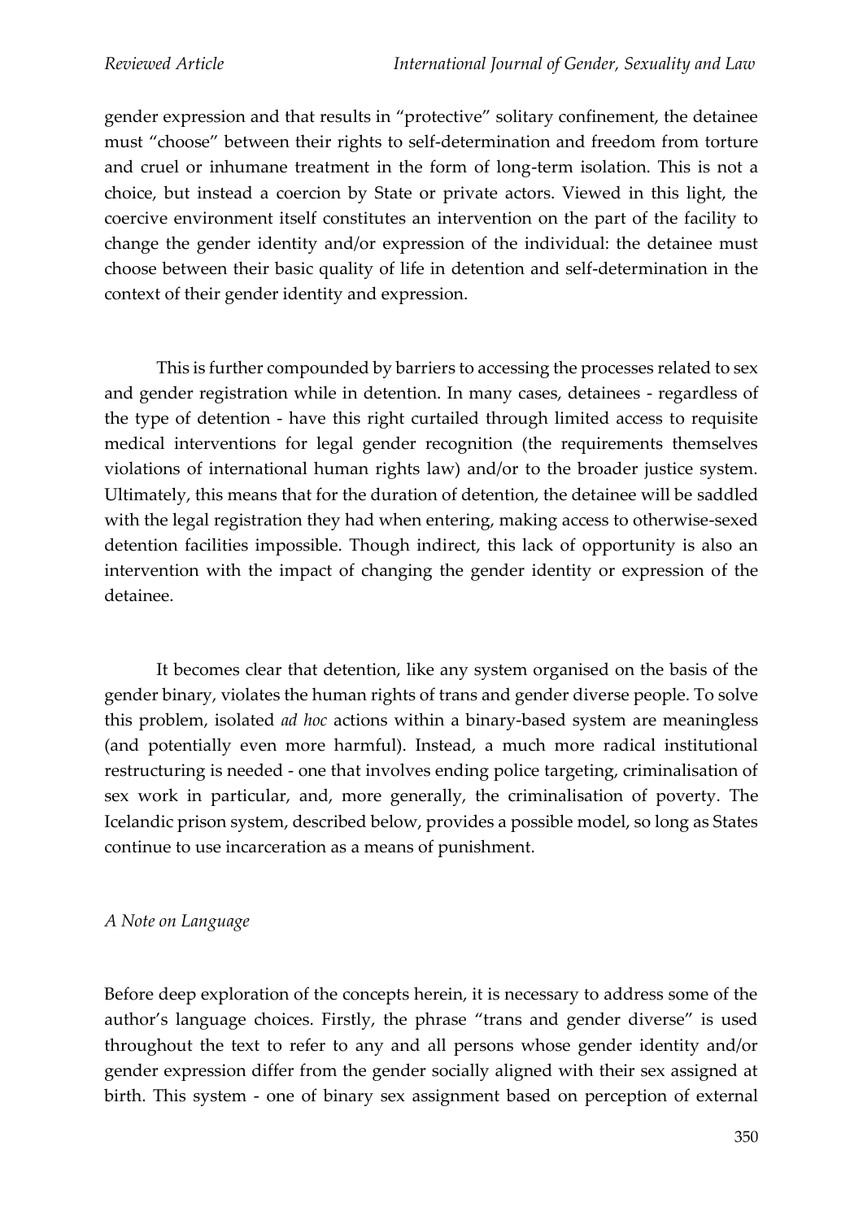gender expression and that results in "protective" solitary confinement, the detainee must "choose" between their rights to self-determination and freedom from torture and cruel or inhumane treatment in the form of long-term isolation. This is not a choice, but instead a coercion by State or private actors. Viewed in this light, the coercive environment itself constitutes an intervention on the part of the facility to change the gender identity and/or expression of the individual: the detainee must choose between their basic quality of life in detention and self-determination in the context of their gender identity and expression.

This is further compounded by barriers to accessing the processes related to sex and gender registration while in detention. In many cases, detainees - regardless of the type of detention - have this right curtailed through limited access to requisite medical interventions for legal gender recognition (the requirements themselves violations of international human rights law) and/or to the broader justice system. Ultimately, this means that for the duration of detention, the detainee will be saddled with the legal registration they had when entering, making access to otherwise-sexed detention facilities impossible. Though indirect, this lack of opportunity is also an intervention with the impact of changing the gender identity or expression of the detainee.

It becomes clear that detention, like any system organised on the basis of the gender binary, violates the human rights of trans and gender diverse people. To solve this problem, isolated *ad hoc* actions within a binary-based system are meaningless (and potentially even more harmful). Instead, a much more radical institutional restructuring is needed - one that involves ending police targeting, criminalisation of sex work in particular, and, more generally, the criminalisation of poverty. The Icelandic prison system, described below, provides a possible model, so long as States continue to use incarceration as a means of punishment.

*A Note on Language*

Before deep exploration of the concepts herein, it is necessary to address some of the author's language choices. Firstly, the phrase "trans and gender diverse" is used throughout the text to refer to any and all persons whose gender identity and/or gender expression differ from the gender socially aligned with their sex assigned at birth. This system - one of binary sex assignment based on perception of external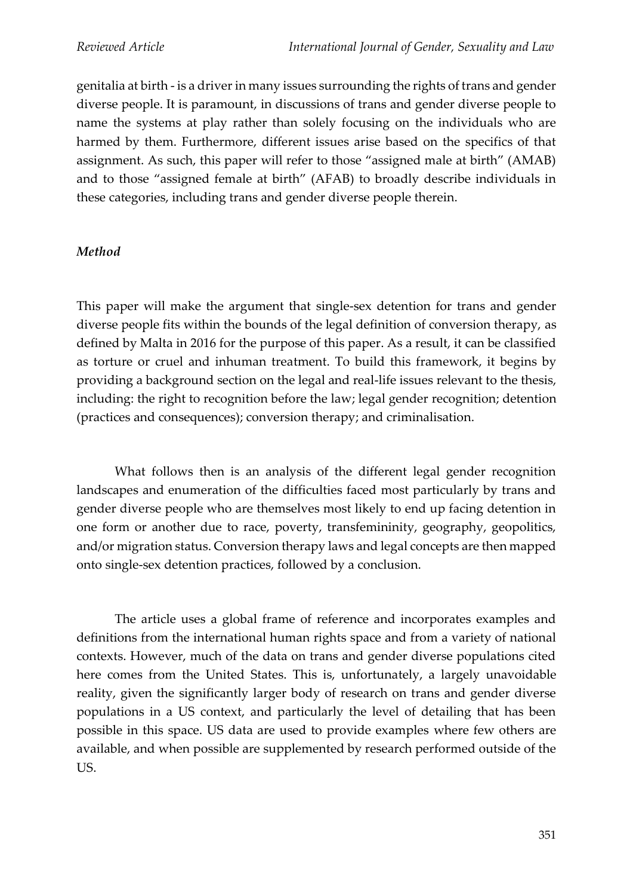genitalia at birth - is a driver in many issues surrounding the rights of trans and gender diverse people. It is paramount, in discussions of trans and gender diverse people to name the systems at play rather than solely focusing on the individuals who are harmed by them. Furthermore, different issues arise based on the specifics of that assignment. As such, this paper will refer to those "assigned male at birth" (AMAB) and to those "assigned female at birth" (AFAB) to broadly describe individuals in these categories, including trans and gender diverse people therein.

### *Method*

This paper will make the argument that single-sex detention for trans and gender diverse people fits within the bounds of the legal definition of conversion therapy, as defined by Malta in 2016 for the purpose of this paper. As a result, it can be classified as torture or cruel and inhuman treatment. To build this framework, it begins by providing a background section on the legal and real-life issues relevant to the thesis, including: the right to recognition before the law; legal gender recognition; detention (practices and consequences); conversion therapy; and criminalisation.

What follows then is an analysis of the different legal gender recognition landscapes and enumeration of the difficulties faced most particularly by trans and gender diverse people who are themselves most likely to end up facing detention in one form or another due to race, poverty, transfemininity, geography, geopolitics, and/or migration status. Conversion therapy laws and legal concepts are then mapped onto single-sex detention practices, followed by a conclusion.

The article uses a global frame of reference and incorporates examples and definitions from the international human rights space and from a variety of national contexts. However, much of the data on trans and gender diverse populations cited here comes from the United States. This is, unfortunately, a largely unavoidable reality, given the significantly larger body of research on trans and gender diverse populations in a US context, and particularly the level of detailing that has been possible in this space. US data are used to provide examples where few others are available, and when possible are supplemented by research performed outside of the US.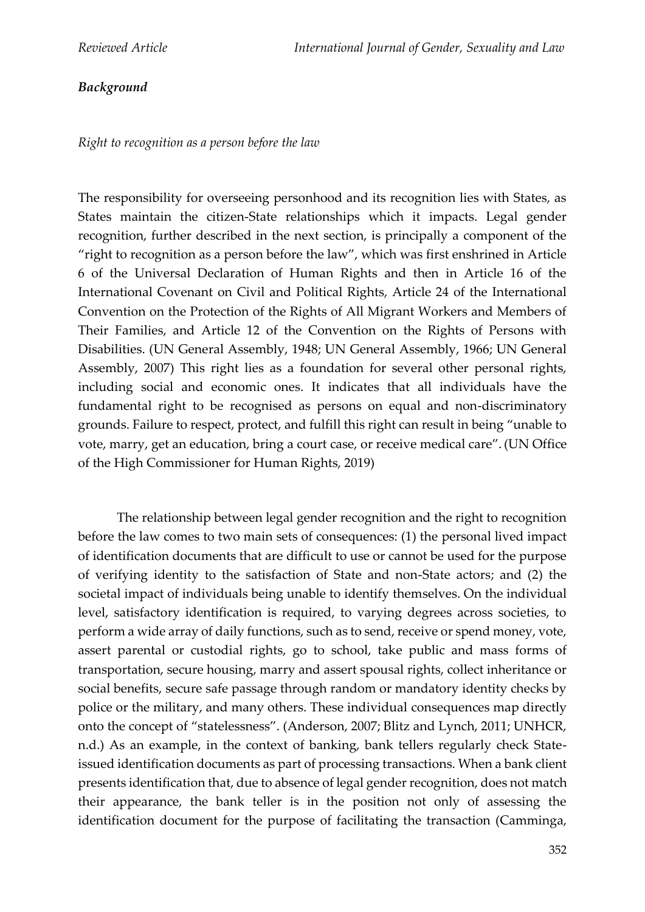***Background***

*Right to recognition as a person before the law*

The responsibility for overseeing personhood and its recognition lies with States, as States maintain the citizen-State relationships which it impacts. Legal gender recognition, further described in the next section, is principally a component of the "right to recognition as a person before the law", which was first enshrined in Article 6 of the Universal Declaration of Human Rights and then in Article 16 of the International Covenant on Civil and Political Rights, Article 24 of the International Convention on the Protection of the Rights of All Migrant Workers and Members of Their Families, and Article 12 of the Convention on the Rights of Persons with Disabilities. (UN General Assembly, 1948; UN General Assembly, 1966; UN General Assembly, 2007) This right lies as a foundation for several other personal rights, including social and economic ones. It indicates that all individuals have the fundamental right to be recognised as persons on equal and non-discriminatory grounds. Failure to respect, protect, and fulfill this right can result in being "unable to vote, marry, get an education, bring a court case, or receive medical care". (UN Office of the High Commissioner for Human Rights, 2019)

The relationship between legal gender recognition and the right to recognition before the law comes to two main sets of consequences: (1) the personal lived impact of identification documents that are difficult to use or cannot be used for the purpose of verifying identity to the satisfaction of State and non-State actors; and (2) the societal impact of individuals being unable to identify themselves. On the individual level, satisfactory identification is required, to varying degrees across societies, to perform a wide array of daily functions, such as to send, receive or spend money, vote, assert parental or custodial rights, go to school, take public and mass forms of transportation, secure housing, marry and assert spousal rights, collect inheritance or social benefits, secure safe passage through random or mandatory identity checks by police or the military, and many others. These individual consequences map directly onto the concept of "statelessness". (Anderson, 2007; Blitz and Lynch, 2011; UNHCR, n.d.) As an example, in the context of banking, bank tellers regularly check State-issued identification documents as part of processing transactions. When a bank client presents identification that, due to absence of legal gender recognition, does not match their appearance, the bank teller is in the position not only of assessing the identification document for the purpose of facilitating the transaction (Camminga,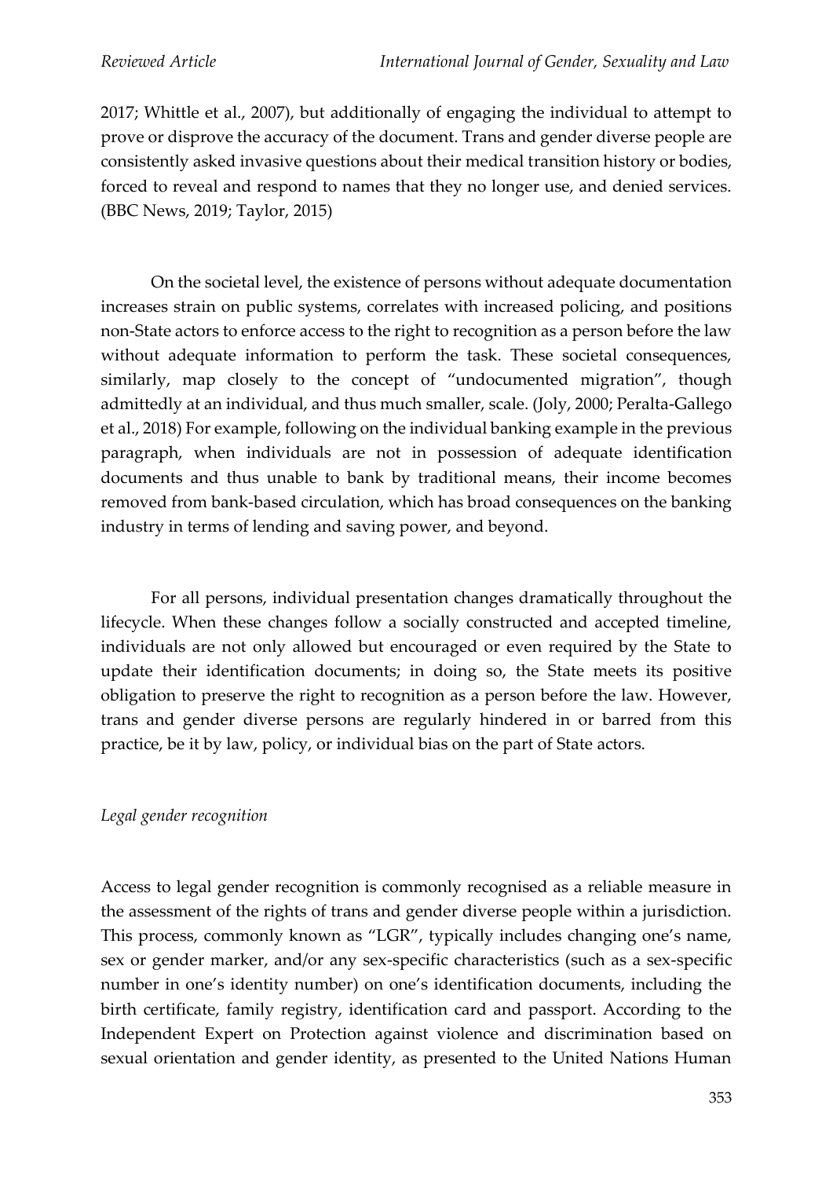2017; Whittle et al., 2007), but additionally of engaging the individual to attempt to prove or disprove the accuracy of the document. Trans and gender diverse people are consistently asked invasive questions about their medical transition history or bodies, forced to reveal and respond to names that they no longer use, and denied services. (BBC News, 2019; Taylor, 2015)

On the societal level, the existence of persons without adequate documentation increases strain on public systems, correlates with increased policing, and positions non-State actors to enforce access to the right to recognition as a person before the law without adequate information to perform the task. These societal consequences, similarly, map closely to the concept of "undocumented migration", though admittedly at an individual, and thus much smaller, scale. (Joly, 2000; Peralta-Gallego et al., 2018) For example, following on the individual banking example in the previous paragraph, when individuals are not in possession of adequate identification documents and thus unable to bank by traditional means, their income becomes removed from bank-based circulation, which has broad consequences on the banking industry in terms of lending and saving power, and beyond.

For all persons, individual presentation changes dramatically throughout the lifecycle. When these changes follow a socially constructed and accepted timeline, individuals are not only allowed but encouraged or even required by the State to update their identification documents; in doing so, the State meets its positive obligation to preserve the right to recognition as a person before the law. However, trans and gender diverse persons are regularly hindered in or barred from this practice, be it by law, policy, or individual bias on the part of State actors.

*Legal gender recognition*

Access to legal gender recognition is commonly recognised as a reliable measure in the assessment of the rights of trans and gender diverse people within a jurisdiction. This process, commonly known as "LGR", typically includes changing one's name, sex or gender marker, and/or any sex-specific characteristics (such as a sex-specific number in one's identity number) on one's identification documents, including the birth certificate, family registry, identification card and passport. According to the Independent Expert on Protection against violence and discrimination based on sexual orientation and gender identity, as presented to the United Nations Human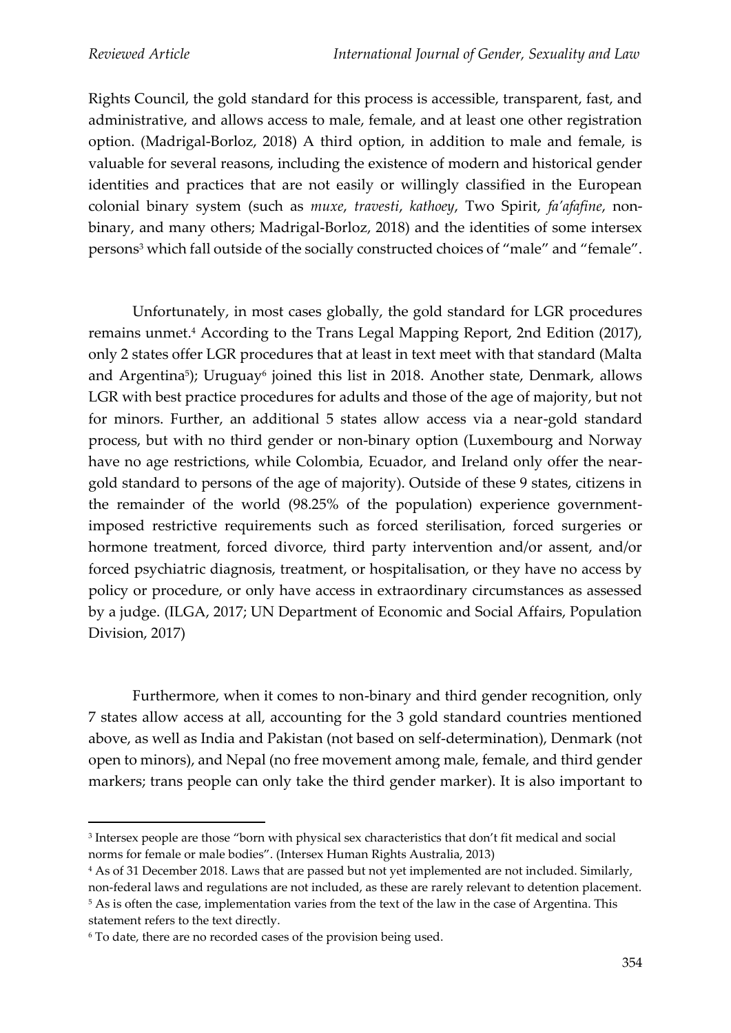Rights Council, the gold standard for this process is accessible, transparent, fast, and administrative, and allows access to male, female, and at least one other registration option. (Madrigal-Borloz, 2018) A third option, in addition to male and female, is valuable for several reasons, including the existence of modern and historical gender identities and practices that are not easily or willingly classified in the European colonial binary system (such as *muxe*, *travesti*, *kathoey*, Two Spirit, *fa'afafine*, non-binary, and many others; Madrigal-Borloz, 2018) and the identities of some intersex persons[3] which fall outside of the socially constructed choices of "male" and "female".

Unfortunately, in most cases globally, the gold standard for LGR procedures remains unmet.[4] According to the Trans Legal Mapping Report, 2nd Edition (2017), only 2 states offer LGR procedures that at least in text meet with that standard (Malta and Argentina[5]); Uruguay[6] joined this list in 2018. Another state, Denmark, allows LGR with best practice procedures for adults and those of the age of majority, but not for minors. Further, an additional 5 states allow access via a near-gold standard process, but with no third gender or non-binary option (Luxembourg and Norway have no age restrictions, while Colombia, Ecuador, and Ireland only offer the near-gold standard to persons of the age of majority). Outside of these 9 states, citizens in the remainder of the world (98.25% of the population) experience government-imposed restrictive requirements such as forced sterilisation, forced surgeries or hormone treatment, forced divorce, third party intervention and/or assent, and/or forced psychiatric diagnosis, treatment, or hospitalisation, or they have no access by policy or procedure, or only have access in extraordinary circumstances as assessed by a judge. (ILGA, 2017; UN Department of Economic and Social Affairs, Population Division, 2017)

Furthermore, when it comes to non-binary and third gender recognition, only 7 states allow access at all, accounting for the 3 gold standard countries mentioned above, as well as India and Pakistan (not based on self-determination), Denmark (not open to minors), and Nepal (no free movement among male, female, and third gender markers; trans people can only take the third gender marker). It is also important to

---

[3] Intersex people are those "born with physical sex characteristics that don't fit medical and social norms for female or male bodies". (Intersex Human Rights Australia, 2013)

[4] As of 31 December 2018. Laws that are passed but not yet implemented are not included. Similarly, non-federal laws and regulations are not included, as these are rarely relevant to detention placement.

[5] As is often the case, implementation varies from the text of the law in the case of Argentina. This statement refers to the text directly.

[6] To date, there are no recorded cases of the provision being used.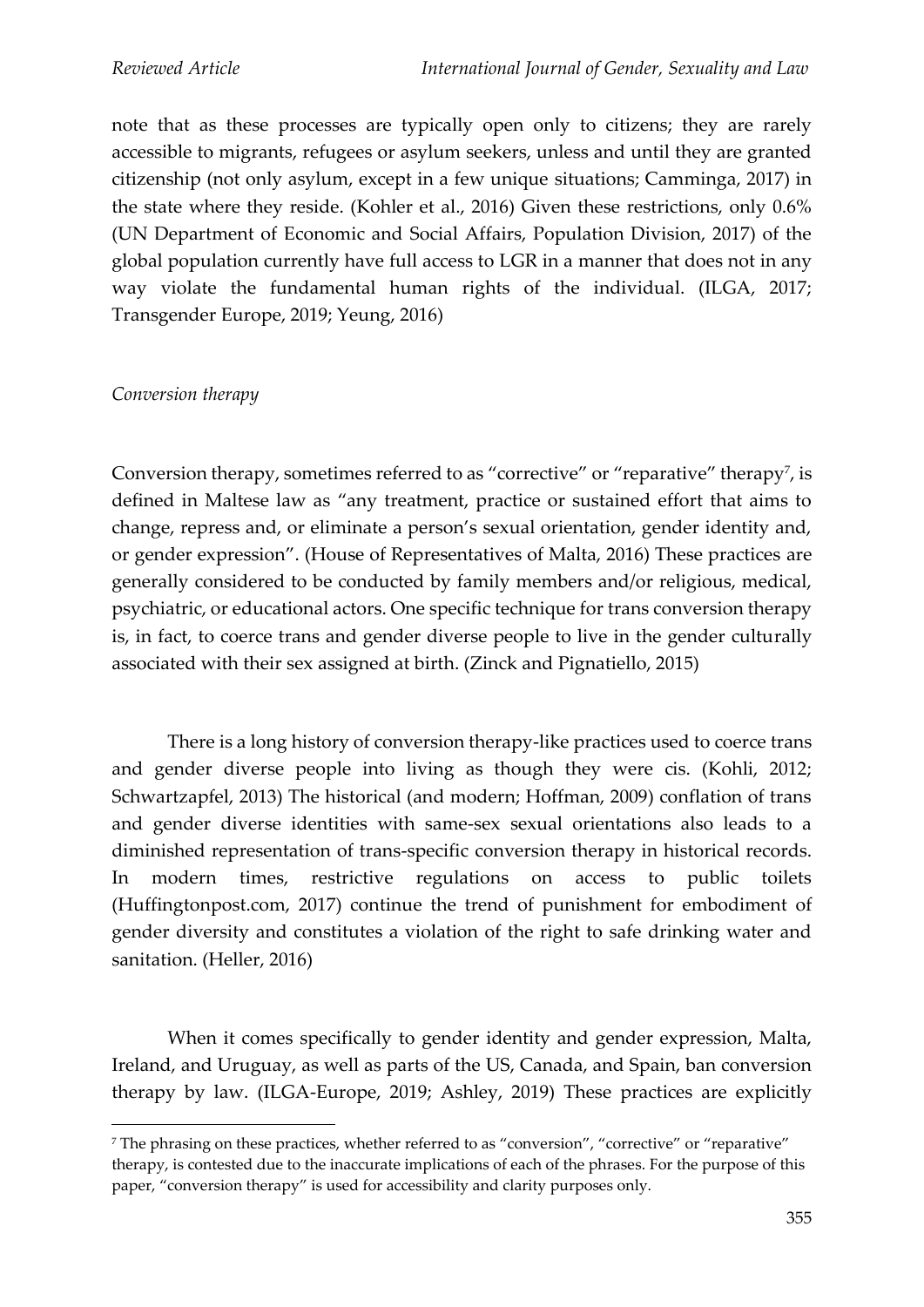note that as these processes are typically open only to citizens; they are rarely accessible to migrants, refugees or asylum seekers, unless and until they are granted citizenship (not only asylum, except in a few unique situations; Camminga, 2017) in the state where they reside. (Kohler et al., 2016) Given these restrictions, only 0.6% (UN Department of Economic and Social Affairs, Population Division, 2017) of the global population currently have full access to LGR in a manner that does not in any way violate the fundamental human rights of the individual. (ILGA, 2017; Transgender Europe, 2019; Yeung, 2016)

*Conversion therapy*

Conversion therapy, sometimes referred to as "corrective" or "reparative" therapy[7], is defined in Maltese law as "any treatment, practice or sustained effort that aims to change, repress and, or eliminate a person's sexual orientation, gender identity and, or gender expression". (House of Representatives of Malta, 2016) These practices are generally considered to be conducted by family members and/or religious, medical, psychiatric, or educational actors. One specific technique for trans conversion therapy is, in fact, to coerce trans and gender diverse people to live in the gender culturally associated with their sex assigned at birth. (Zinck and Pignatiello, 2015)

There is a long history of conversion therapy-like practices used to coerce trans and gender diverse people into living as though they were cis. (Kohli, 2012; Schwartzapfel, 2013) The historical (and modern; Hoffman, 2009) conflation of trans and gender diverse identities with same-sex sexual orientations also leads to a diminished representation of trans-specific conversion therapy in historical records. In modern times, restrictive regulations on access to public toilets (Huffingtonpost.com, 2017) continue the trend of punishment for embodiment of gender diversity and constitutes a violation of the right to safe drinking water and sanitation. (Heller, 2016)

When it comes specifically to gender identity and gender expression, Malta, Ireland, and Uruguay, as well as parts of the US, Canada, and Spain, ban conversion therapy by law. (ILGA-Europe, 2019; Ashley, 2019) These practices are explicitly

[7] The phrasing on these practices, whether referred to as "conversion", "corrective" or "reparative" therapy, is contested due to the inaccurate implications of each of the phrases. For the purpose of this paper, "conversion therapy" is used for accessibility and clarity purposes only.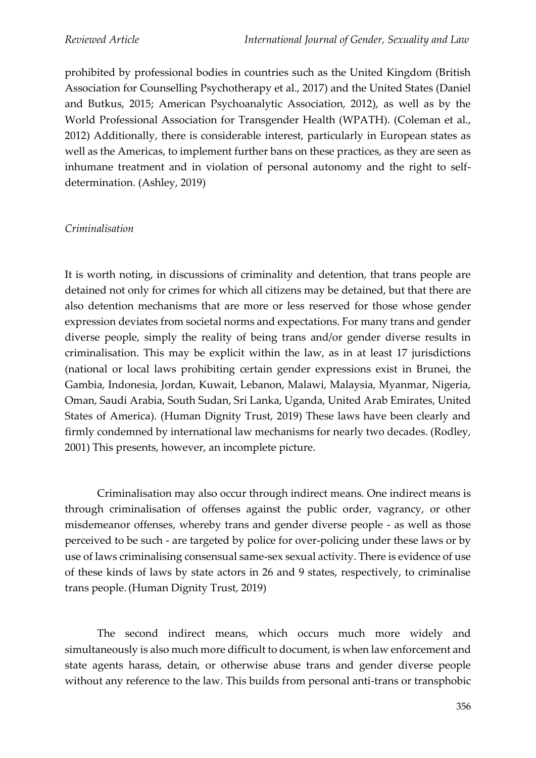prohibited by professional bodies in countries such as the United Kingdom (British Association for Counselling Psychotherapy et al., 2017) and the United States (Daniel and Butkus, 2015; American Psychoanalytic Association, 2012), as well as by the World Professional Association for Transgender Health (WPATH). (Coleman et al., 2012) Additionally, there is considerable interest, particularly in European states as well as the Americas, to implement further bans on these practices, as they are seen as inhumane treatment and in violation of personal autonomy and the right to self-determination. (Ashley, 2019)

*Criminalisation*

It is worth noting, in discussions of criminality and detention, that trans people are detained not only for crimes for which all citizens may be detained, but that there are also detention mechanisms that are more or less reserved for those whose gender expression deviates from societal norms and expectations. For many trans and gender diverse people, simply the reality of being trans and/or gender diverse results in criminalisation. This may be explicit within the law, as in at least 17 jurisdictions (national or local laws prohibiting certain gender expressions exist in Brunei, the Gambia, Indonesia, Jordan, Kuwait, Lebanon, Malawi, Malaysia, Myanmar, Nigeria, Oman, Saudi Arabia, South Sudan, Sri Lanka, Uganda, United Arab Emirates, United States of America). (Human Dignity Trust, 2019) These laws have been clearly and firmly condemned by international law mechanisms for nearly two decades. (Rodley, 2001) This presents, however, an incomplete picture.

Criminalisation may also occur through indirect means. One indirect means is through criminalisation of offenses against the public order, vagrancy, or other misdemeanor offenses, whereby trans and gender diverse people - as well as those perceived to be such - are targeted by police for over-policing under these laws or by use of laws criminalising consensual same-sex sexual activity. There is evidence of use of these kinds of laws by state actors in 26 and 9 states, respectively, to criminalise trans people. (Human Dignity Trust, 2019)

The second indirect means, which occurs much more widely and simultaneously is also much more difficult to document, is when law enforcement and state agents harass, detain, or otherwise abuse trans and gender diverse people without any reference to the law. This builds from personal anti-trans or transphobic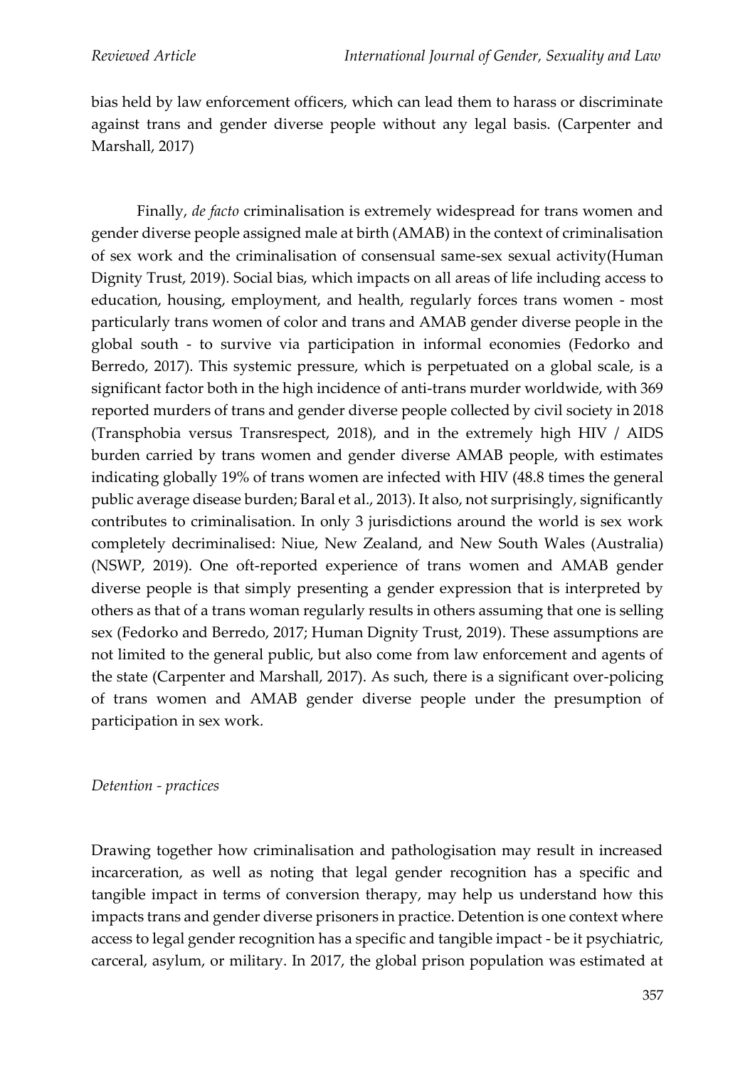bias held by law enforcement officers, which can lead them to harass or discriminate against trans and gender diverse people without any legal basis. (Carpenter and Marshall, 2017)

Finally, *de facto* criminalisation is extremely widespread for trans women and gender diverse people assigned male at birth (AMAB) in the context of criminalisation of sex work and the criminalisation of consensual same-sex sexual activity(Human Dignity Trust, 2019). Social bias, which impacts on all areas of life including access to education, housing, employment, and health, regularly forces trans women - most particularly trans women of color and trans and AMAB gender diverse people in the global south - to survive via participation in informal economies (Fedorko and Berredo, 2017). This systemic pressure, which is perpetuated on a global scale, is a significant factor both in the high incidence of anti-trans murder worldwide, with 369 reported murders of trans and gender diverse people collected by civil society in 2018 (Transphobia versus Transrespect, 2018), and in the extremely high HIV / AIDS burden carried by trans women and gender diverse AMAB people, with estimates indicating globally 19% of trans women are infected with HIV (48.8 times the general public average disease burden; Baral et al., 2013). It also, not surprisingly, significantly contributes to criminalisation. In only 3 jurisdictions around the world is sex work completely decriminalised: Niue, New Zealand, and New South Wales (Australia) (NSWP, 2019). One oft-reported experience of trans women and AMAB gender diverse people is that simply presenting a gender expression that is interpreted by others as that of a trans woman regularly results in others assuming that one is selling sex (Fedorko and Berredo, 2017; Human Dignity Trust, 2019). These assumptions are not limited to the general public, but also come from law enforcement and agents of the state (Carpenter and Marshall, 2017). As such, there is a significant over-policing of trans women and AMAB gender diverse people under the presumption of participation in sex work.

*Detention - practices*

Drawing together how criminalisation and pathologisation may result in increased incarceration, as well as noting that legal gender recognition has a specific and tangible impact in terms of conversion therapy, may help us understand how this impacts trans and gender diverse prisoners in practice. Detention is one context where access to legal gender recognition has a specific and tangible impact - be it psychiatric, carceral, asylum, or military. In 2017, the global prison population was estimated at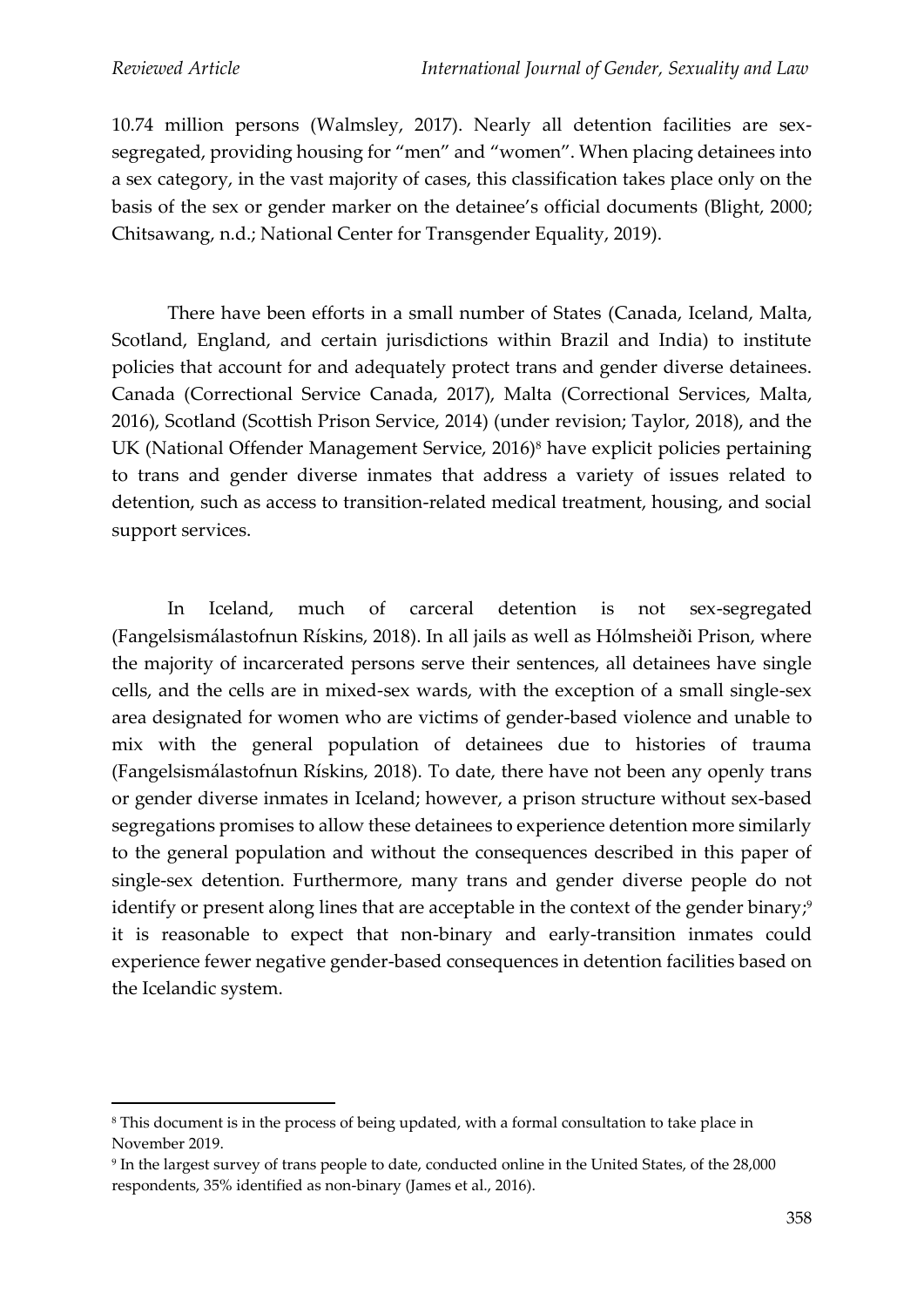10.74 million persons (Walmsley, 2017). Nearly all detention facilities are sex-segregated, providing housing for "men" and "women". When placing detainees into a sex category, in the vast majority of cases, this classification takes place only on the basis of the sex or gender marker on the detainee's official documents (Blight, 2000; Chitsawang, n.d.; National Center for Transgender Equality, 2019).

There have been efforts in a small number of States (Canada, Iceland, Malta, Scotland, England, and certain jurisdictions within Brazil and India) to institute policies that account for and adequately protect trans and gender diverse detainees. Canada (Correctional Service Canada, 2017), Malta (Correctional Services, Malta, 2016), Scotland (Scottish Prison Service, 2014) (under revision; Taylor, 2018), and the UK (National Offender Management Service, 2016)[8] have explicit policies pertaining to trans and gender diverse inmates that address a variety of issues related to detention, such as access to transition-related medical treatment, housing, and social support services.

In Iceland, much of carceral detention is not sex-segregated (Fangelsismálastofnun Rískins, 2018). In all jails as well as Hólmsheiði Prison, where the majority of incarcerated persons serve their sentences, all detainees have single cells, and the cells are in mixed-sex wards, with the exception of a small single-sex area designated for women who are victims of gender-based violence and unable to mix with the general population of detainees due to histories of trauma (Fangelsismálastofnun Rískins, 2018). To date, there have not been any openly trans or gender diverse inmates in Iceland; however, a prison structure without sex-based segregations promises to allow these detainees to experience detention more similarly to the general population and without the consequences described in this paper of single-sex detention. Furthermore, many trans and gender diverse people do not identify or present along lines that are acceptable in the context of the gender binary;[9] it is reasonable to expect that non-binary and early-transition inmates could experience fewer negative gender-based consequences in detention facilities based on the Icelandic system.

---

[8] This document is in the process of being updated, with a formal consultation to take place in November 2019.

[9] In the largest survey of trans people to date, conducted online in the United States, of the 28,000 respondents, 35% identified as non-binary (James et al., 2016).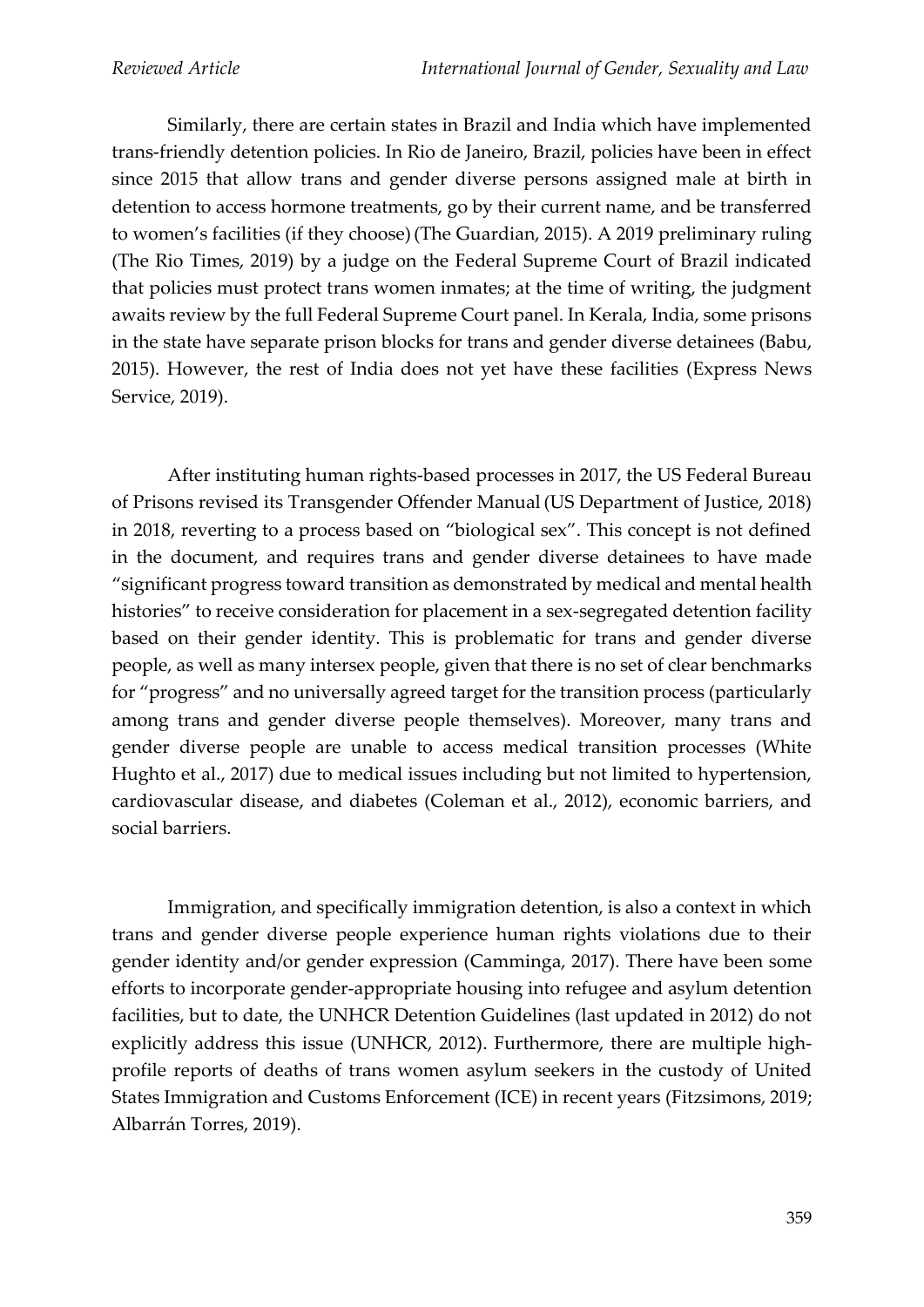Similarly, there are certain states in Brazil and India which have implemented trans-friendly detention policies. In Rio de Janeiro, Brazil, policies have been in effect since 2015 that allow trans and gender diverse persons assigned male at birth in detention to access hormone treatments, go by their current name, and be transferred to women's facilities (if they choose) (The Guardian, 2015). A 2019 preliminary ruling (The Rio Times, 2019) by a judge on the Federal Supreme Court of Brazil indicated that policies must protect trans women inmates; at the time of writing, the judgment awaits review by the full Federal Supreme Court panel. In Kerala, India, some prisons in the state have separate prison blocks for trans and gender diverse detainees (Babu, 2015). However, the rest of India does not yet have these facilities (Express News Service, 2019).

After instituting human rights-based processes in 2017, the US Federal Bureau of Prisons revised its Transgender Offender Manual (US Department of Justice, 2018) in 2018, reverting to a process based on "biological sex". This concept is not defined in the document, and requires trans and gender diverse detainees to have made "significant progress toward transition as demonstrated by medical and mental health histories" to receive consideration for placement in a sex-segregated detention facility based on their gender identity. This is problematic for trans and gender diverse people, as well as many intersex people, given that there is no set of clear benchmarks for "progress" and no universally agreed target for the transition process (particularly among trans and gender diverse people themselves). Moreover, many trans and gender diverse people are unable to access medical transition processes (White Hughto et al., 2017) due to medical issues including but not limited to hypertension, cardiovascular disease, and diabetes (Coleman et al., 2012), economic barriers, and social barriers.

Immigration, and specifically immigration detention, is also a context in which trans and gender diverse people experience human rights violations due to their gender identity and/or gender expression (Camminga, 2017). There have been some efforts to incorporate gender-appropriate housing into refugee and asylum detention facilities, but to date, the UNHCR Detention Guidelines (last updated in 2012) do not explicitly address this issue (UNHCR, 2012). Furthermore, there are multiple high-profile reports of deaths of trans women asylum seekers in the custody of United States Immigration and Customs Enforcement (ICE) in recent years (Fitzsimons, 2019; Albarrán Torres, 2019).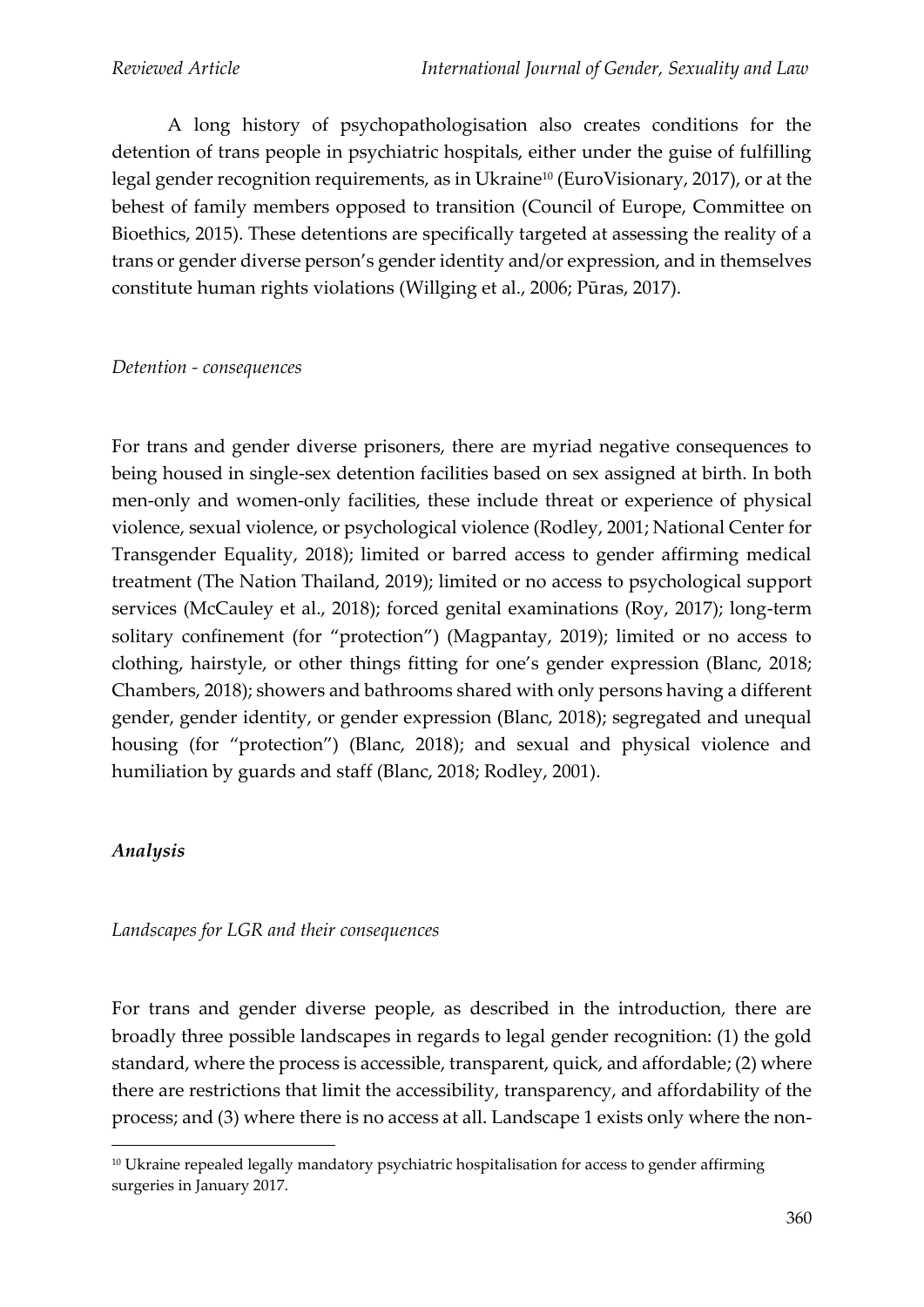A long history of psychopathologisation also creates conditions for the detention of trans people in psychiatric hospitals, either under the guise of fulfilling legal gender recognition requirements, as in Ukraine[10] (EuroVisionary, 2017), or at the behest of family members opposed to transition (Council of Europe, Committee on Bioethics, 2015). These detentions are specifically targeted at assessing the reality of a trans or gender diverse person's gender identity and/or expression, and in themselves constitute human rights violations (Willging et al., 2006; Pūras, 2017).

*Detention - consequences*

For trans and gender diverse prisoners, there are myriad negative consequences to being housed in single-sex detention facilities based on sex assigned at birth. In both men-only and women-only facilities, these include threat or experience of physical violence, sexual violence, or psychological violence (Rodley, 2001; National Center for Transgender Equality, 2018); limited or barred access to gender affirming medical treatment (The Nation Thailand, 2019); limited or no access to psychological support services (McCauley et al., 2018); forced genital examinations (Roy, 2017); long-term solitary confinement (for "protection") (Magpantay, 2019); limited or no access to clothing, hairstyle, or other things fitting for one's gender expression (Blanc, 2018; Chambers, 2018); showers and bathrooms shared with only persons having a different gender, gender identity, or gender expression (Blanc, 2018); segregated and unequal housing (for "protection") (Blanc, 2018); and sexual and physical violence and humiliation by guards and staff (Blanc, 2018; Rodley, 2001).

## *Analysis*

*Landscapes for LGR and their consequences*

For trans and gender diverse people, as described in the introduction, there are broadly three possible landscapes in regards to legal gender recognition: (1) the gold standard, where the process is accessible, transparent, quick, and affordable; (2) where there are restrictions that limit the accessibility, transparency, and affordability of the process; and (3) where there is no access at all. Landscape 1 exists only where the non-

[10] Ukraine repealed legally mandatory psychiatric hospitalisation for access to gender affirming surgeries in January 2017.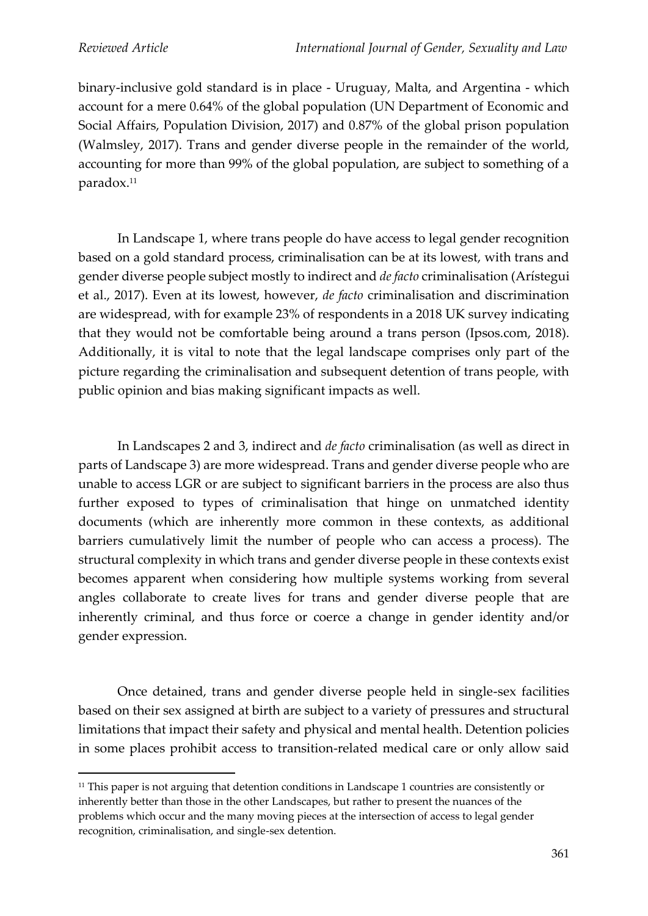binary-inclusive gold standard is in place - Uruguay, Malta, and Argentina - which account for a mere 0.64% of the global population (UN Department of Economic and Social Affairs, Population Division, 2017) and 0.87% of the global prison population (Walmsley, 2017). Trans and gender diverse people in the remainder of the world, accounting for more than 99% of the global population, are subject to something of a paradox.[11]

In Landscape 1, where trans people do have access to legal gender recognition based on a gold standard process, criminalisation can be at its lowest, with trans and gender diverse people subject mostly to indirect and *de facto* criminalisation (Arístegui et al., 2017). Even at its lowest, however, *de facto* criminalisation and discrimination are widespread, with for example 23% of respondents in a 2018 UK survey indicating that they would not be comfortable being around a trans person (Ipsos.com, 2018). Additionally, it is vital to note that the legal landscape comprises only part of the picture regarding the criminalisation and subsequent detention of trans people, with public opinion and bias making significant impacts as well.

In Landscapes 2 and 3, indirect and *de facto* criminalisation (as well as direct in parts of Landscape 3) are more widespread. Trans and gender diverse people who are unable to access LGR or are subject to significant barriers in the process are also thus further exposed to types of criminalisation that hinge on unmatched identity documents (which are inherently more common in these contexts, as additional barriers cumulatively limit the number of people who can access a process). The structural complexity in which trans and gender diverse people in these contexts exist becomes apparent when considering how multiple systems working from several angles collaborate to create lives for trans and gender diverse people that are inherently criminal, and thus force or coerce a change in gender identity and/or gender expression.

Once detained, trans and gender diverse people held in single-sex facilities based on their sex assigned at birth are subject to a variety of pressures and structural limitations that impact their safety and physical and mental health. Detention policies in some places prohibit access to transition-related medical care or only allow said

[11] This paper is not arguing that detention conditions in Landscape 1 countries are consistently or inherently better than those in the other Landscapes, but rather to present the nuances of the problems which occur and the many moving pieces at the intersection of access to legal gender recognition, criminalisation, and single-sex detention.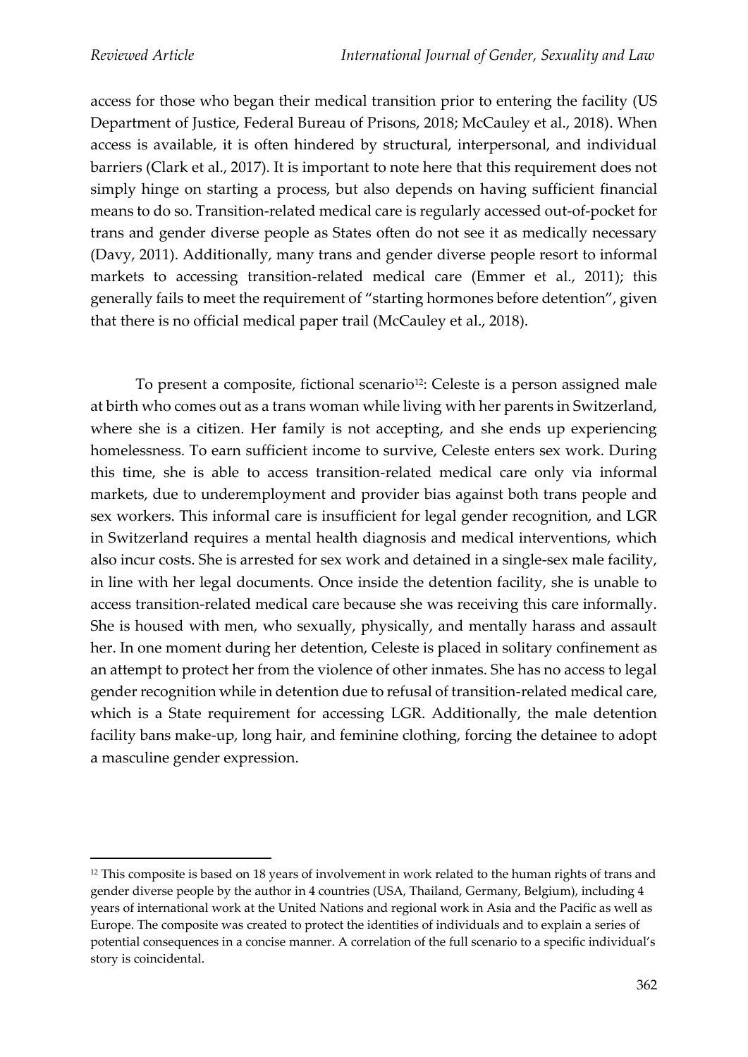access for those who began their medical transition prior to entering the facility (US Department of Justice, Federal Bureau of Prisons, 2018; McCauley et al., 2018). When access is available, it is often hindered by structural, interpersonal, and individual barriers (Clark et al., 2017). It is important to note here that this requirement does not simply hinge on starting a process, but also depends on having sufficient financial means to do so. Transition-related medical care is regularly accessed out-of-pocket for trans and gender diverse people as States often do not see it as medically necessary (Davy, 2011). Additionally, many trans and gender diverse people resort to informal markets to accessing transition-related medical care (Emmer et al., 2011); this generally fails to meet the requirement of "starting hormones before detention", given that there is no official medical paper trail (McCauley et al., 2018).

To present a composite, fictional scenario[12]: Celeste is a person assigned male at birth who comes out as a trans woman while living with her parents in Switzerland, where she is a citizen. Her family is not accepting, and she ends up experiencing homelessness. To earn sufficient income to survive, Celeste enters sex work. During this time, she is able to access transition-related medical care only via informal markets, due to underemployment and provider bias against both trans people and sex workers. This informal care is insufficient for legal gender recognition, and LGR in Switzerland requires a mental health diagnosis and medical interventions, which also incur costs. She is arrested for sex work and detained in a single-sex male facility, in line with her legal documents. Once inside the detention facility, she is unable to access transition-related medical care because she was receiving this care informally. She is housed with men, who sexually, physically, and mentally harass and assault her. In one moment during her detention, Celeste is placed in solitary confinement as an attempt to protect her from the violence of other inmates. She has no access to legal gender recognition while in detention due to refusal of transition-related medical care, which is a State requirement for accessing LGR. Additionally, the male detention facility bans make-up, long hair, and feminine clothing, forcing the detainee to adopt a masculine gender expression.

[12] This composite is based on 18 years of involvement in work related to the human rights of trans and gender diverse people by the author in 4 countries (USA, Thailand, Germany, Belgium), including 4 years of international work at the United Nations and regional work in Asia and the Pacific as well as Europe. The composite was created to protect the identities of individuals and to explain a series of potential consequences in a concise manner. A correlation of the full scenario to a specific individual's story is coincidental.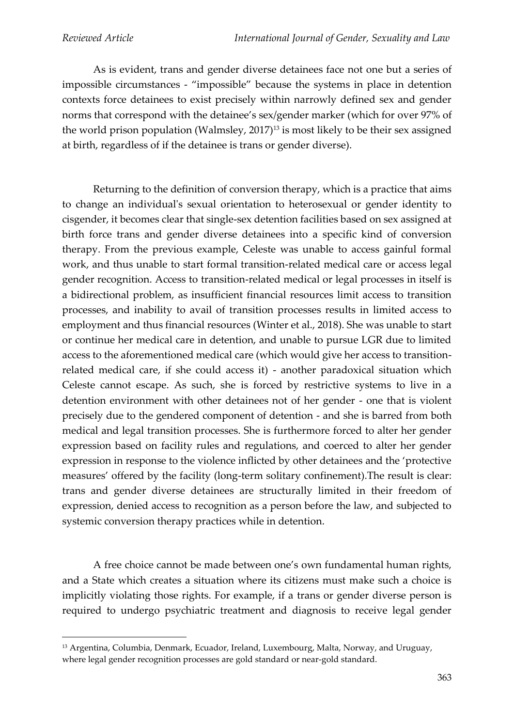As is evident, trans and gender diverse detainees face not one but a series of impossible circumstances - "impossible" because the systems in place in detention contexts force detainees to exist precisely within narrowly defined sex and gender norms that correspond with the detainee's sex/gender marker (which for over 97% of the world prison population (Walmsley, 2017)[13] is most likely to be their sex assigned at birth, regardless of if the detainee is trans or gender diverse).

Returning to the definition of conversion therapy, which is a practice that aims to change an individual's sexual orientation to heterosexual or gender identity to cisgender, it becomes clear that single-sex detention facilities based on sex assigned at birth force trans and gender diverse detainees into a specific kind of conversion therapy. From the previous example, Celeste was unable to access gainful formal work, and thus unable to start formal transition-related medical care or access legal gender recognition. Access to transition-related medical or legal processes in itself is a bidirectional problem, as insufficient financial resources limit access to transition processes, and inability to avail of transition processes results in limited access to employment and thus financial resources (Winter et al., 2018). She was unable to start or continue her medical care in detention, and unable to pursue LGR due to limited access to the aforementioned medical care (which would give her access to transition-related medical care, if she could access it) - another paradoxical situation which Celeste cannot escape. As such, she is forced by restrictive systems to live in a detention environment with other detainees not of her gender - one that is violent precisely due to the gendered component of detention - and she is barred from both medical and legal transition processes. She is furthermore forced to alter her gender expression based on facility rules and regulations, and coerced to alter her gender expression in response to the violence inflicted by other detainees and the 'protective measures' offered by the facility (long-term solitary confinement).The result is clear: trans and gender diverse detainees are structurally limited in their freedom of expression, denied access to recognition as a person before the law, and subjected to systemic conversion therapy practices while in detention.

A free choice cannot be made between one's own fundamental human rights, and a State which creates a situation where its citizens must make such a choice is implicitly violating those rights. For example, if a trans or gender diverse person is required to undergo psychiatric treatment and diagnosis to receive legal gender

[13] Argentina, Columbia, Denmark, Ecuador, Ireland, Luxembourg, Malta, Norway, and Uruguay, where legal gender recognition processes are gold standard or near-gold standard.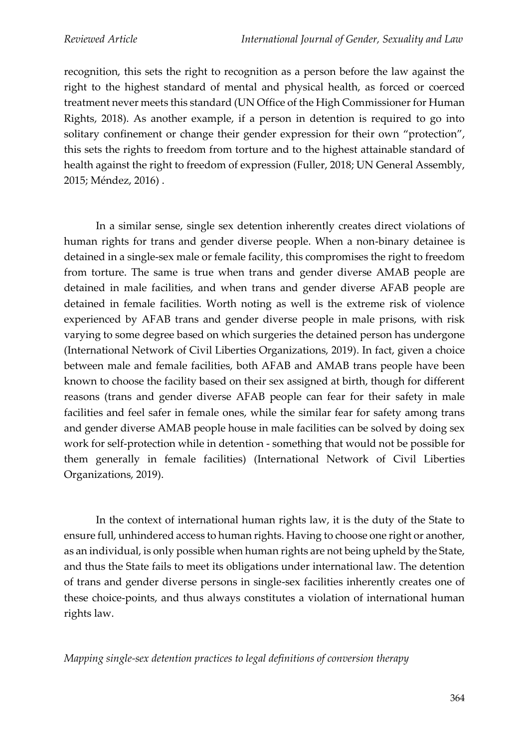recognition, this sets the right to recognition as a person before the law against the right to the highest standard of mental and physical health, as forced or coerced treatment never meets this standard (UN Office of the High Commissioner for Human Rights, 2018). As another example, if a person in detention is required to go into solitary confinement or change their gender expression for their own "protection", this sets the rights to freedom from torture and to the highest attainable standard of health against the right to freedom of expression (Fuller, 2018; UN General Assembly, 2015; Méndez, 2016) .

In a similar sense, single sex detention inherently creates direct violations of human rights for trans and gender diverse people. When a non-binary detainee is detained in a single-sex male or female facility, this compromises the right to freedom from torture. The same is true when trans and gender diverse AMAB people are detained in male facilities, and when trans and gender diverse AFAB people are detained in female facilities. Worth noting as well is the extreme risk of violence experienced by AFAB trans and gender diverse people in male prisons, with risk varying to some degree based on which surgeries the detained person has undergone (International Network of Civil Liberties Organizations, 2019). In fact, given a choice between male and female facilities, both AFAB and AMAB trans people have been known to choose the facility based on their sex assigned at birth, though for different reasons (trans and gender diverse AFAB people can fear for their safety in male facilities and feel safer in female ones, while the similar fear for safety among trans and gender diverse AMAB people house in male facilities can be solved by doing sex work for self-protection while in detention - something that would not be possible for them generally in female facilities) (International Network of Civil Liberties Organizations, 2019).

In the context of international human rights law, it is the duty of the State to ensure full, unhindered access to human rights. Having to choose one right or another, as an individual, is only possible when human rights are not being upheld by the State, and thus the State fails to meet its obligations under international law. The detention of trans and gender diverse persons in single-sex facilities inherently creates one of these choice-points, and thus always constitutes a violation of international human rights law.

*Mapping single-sex detention practices to legal definitions of conversion therapy*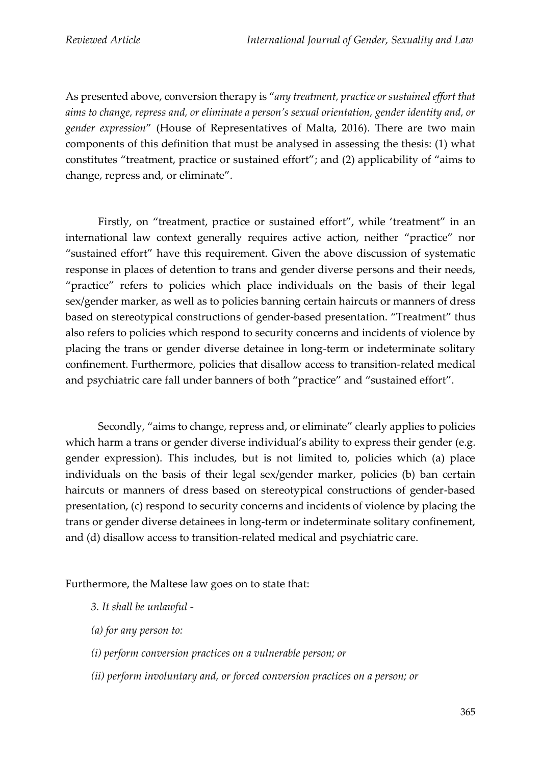As presented above, conversion therapy is "*any treatment, practice or sustained effort that aims to change, repress and, or eliminate a person's sexual orientation, gender identity and, or gender expression*" (House of Representatives of Malta, 2016). There are two main components of this definition that must be analysed in assessing the thesis: (1) what constitutes "treatment, practice or sustained effort"; and (2) applicability of "aims to change, repress and, or eliminate".

Firstly, on "treatment, practice or sustained effort", while 'treatment" in an international law context generally requires active action, neither "practice" nor "sustained effort" have this requirement. Given the above discussion of systematic response in places of detention to trans and gender diverse persons and their needs, "practice" refers to policies which place individuals on the basis of their legal sex/gender marker, as well as to policies banning certain haircuts or manners of dress based on stereotypical constructions of gender-based presentation. "Treatment" thus also refers to policies which respond to security concerns and incidents of violence by placing the trans or gender diverse detainee in long-term or indeterminate solitary confinement. Furthermore, policies that disallow access to transition-related medical and psychiatric care fall under banners of both "practice" and "sustained effort".

Secondly, "aims to change, repress and, or eliminate" clearly applies to policies which harm a trans or gender diverse individual's ability to express their gender (e.g. gender expression). This includes, but is not limited to, policies which (a) place individuals on the basis of their legal sex/gender marker, policies (b) ban certain haircuts or manners of dress based on stereotypical constructions of gender-based presentation, (c) respond to security concerns and incidents of violence by placing the trans or gender diverse detainees in long-term or indeterminate solitary confinement, and (d) disallow access to transition-related medical and psychiatric care.

Furthermore, the Maltese law goes on to state that:

> *3. It shall be unlawful -*
>
> *(a) for any person to:*
>
> *(i) perform conversion practices on a vulnerable person; or*
>
> *(ii) perform involuntary and, or forced conversion practices on a person; or*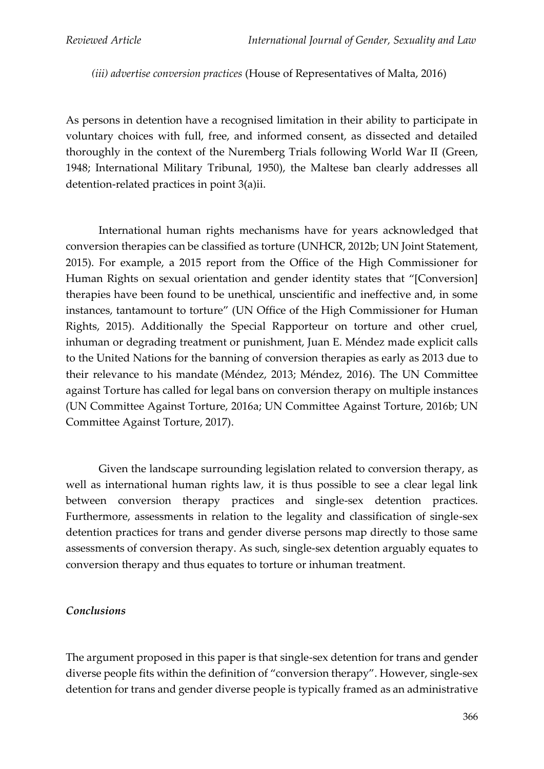*(iii) advertise conversion practices* (House of Representatives of Malta, 2016)

As persons in detention have a recognised limitation in their ability to participate in voluntary choices with full, free, and informed consent, as dissected and detailed thoroughly in the context of the Nuremberg Trials following World War II (Green, 1948; International Military Tribunal, 1950), the Maltese ban clearly addresses all detention-related practices in point 3(a)ii.

International human rights mechanisms have for years acknowledged that conversion therapies can be classified as torture (UNHCR, 2012b; UN Joint Statement, 2015). For example, a 2015 report from the Office of the High Commissioner for Human Rights on sexual orientation and gender identity states that "[Conversion] therapies have been found to be unethical, unscientific and ineffective and, in some instances, tantamount to torture" (UN Office of the High Commissioner for Human Rights, 2015). Additionally the Special Rapporteur on torture and other cruel, inhuman or degrading treatment or punishment, Juan E. Méndez made explicit calls to the United Nations for the banning of conversion therapies as early as 2013 due to their relevance to his mandate (Méndez, 2013; Méndez, 2016). The UN Committee against Torture has called for legal bans on conversion therapy on multiple instances (UN Committee Against Torture, 2016a; UN Committee Against Torture, 2016b; UN Committee Against Torture, 2017).

Given the landscape surrounding legislation related to conversion therapy, as well as international human rights law, it is thus possible to see a clear legal link between conversion therapy practices and single-sex detention practices. Furthermore, assessments in relation to the legality and classification of single-sex detention practices for trans and gender diverse persons map directly to those same assessments of conversion therapy. As such, single-sex detention arguably equates to conversion therapy and thus equates to torture or inhuman treatment.

### *Conclusions*

The argument proposed in this paper is that single-sex detention for trans and gender diverse people fits within the definition of "conversion therapy". However, single-sex detention for trans and gender diverse people is typically framed as an administrative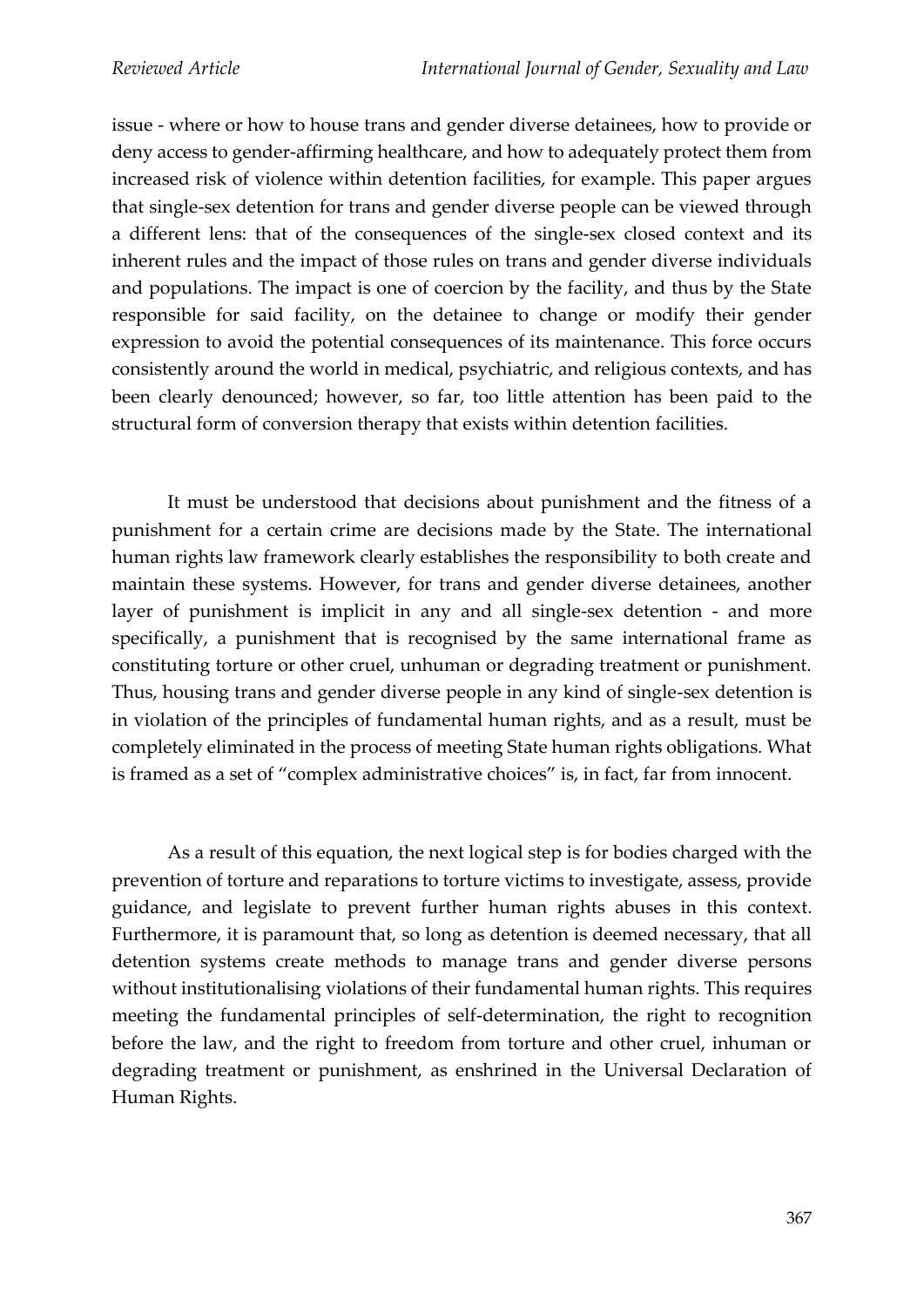issue - where or how to house trans and gender diverse detainees, how to provide or deny access to gender-affirming healthcare, and how to adequately protect them from increased risk of violence within detention facilities, for example. This paper argues that single-sex detention for trans and gender diverse people can be viewed through a different lens: that of the consequences of the single-sex closed context and its inherent rules and the impact of those rules on trans and gender diverse individuals and populations. The impact is one of coercion by the facility, and thus by the State responsible for said facility, on the detainee to change or modify their gender expression to avoid the potential consequences of its maintenance. This force occurs consistently around the world in medical, psychiatric, and religious contexts, and has been clearly denounced; however, so far, too little attention has been paid to the structural form of conversion therapy that exists within detention facilities.

It must be understood that decisions about punishment and the fitness of a punishment for a certain crime are decisions made by the State. The international human rights law framework clearly establishes the responsibility to both create and maintain these systems. However, for trans and gender diverse detainees, another layer of punishment is implicit in any and all single-sex detention - and more specifically, a punishment that is recognised by the same international frame as constituting torture or other cruel, unhuman or degrading treatment or punishment. Thus, housing trans and gender diverse people in any kind of single-sex detention is in violation of the principles of fundamental human rights, and as a result, must be completely eliminated in the process of meeting State human rights obligations. What is framed as a set of "complex administrative choices" is, in fact, far from innocent.

As a result of this equation, the next logical step is for bodies charged with the prevention of torture and reparations to torture victims to investigate, assess, provide guidance, and legislate to prevent further human rights abuses in this context. Furthermore, it is paramount that, so long as detention is deemed necessary, that all detention systems create methods to manage trans and gender diverse persons without institutionalising violations of their fundamental human rights. This requires meeting the fundamental principles of self-determination, the right to recognition before the law, and the right to freedom from torture and other cruel, inhuman or degrading treatment or punishment, as enshrined in the Universal Declaration of Human Rights.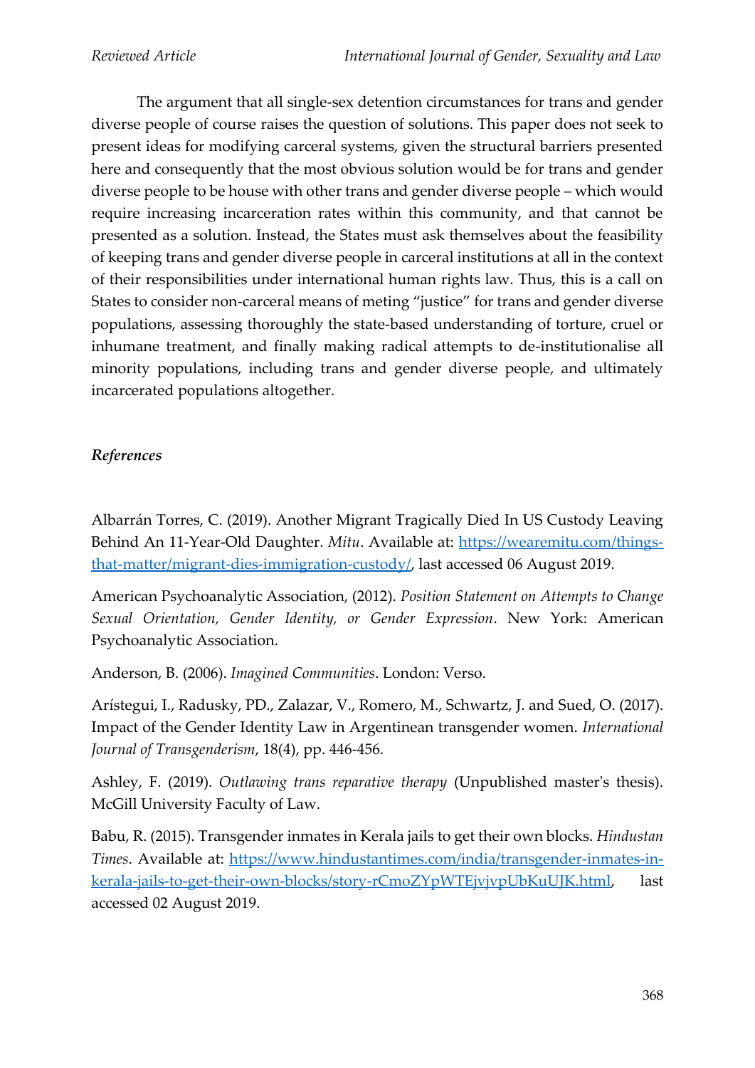The argument that all single-sex detention circumstances for trans and gender diverse people of course raises the question of solutions. This paper does not seek to present ideas for modifying carceral systems, given the structural barriers presented here and consequently that the most obvious solution would be for trans and gender diverse people to be house with other trans and gender diverse people – which would require increasing incarceration rates within this community, and that cannot be presented as a solution. Instead, the States must ask themselves about the feasibility of keeping trans and gender diverse people in carceral institutions at all in the context of their responsibilities under international human rights law. Thus, this is a call on States to consider non-carceral means of meting "justice" for trans and gender diverse populations, assessing thoroughly the state-based understanding of torture, cruel or inhumane treatment, and finally making radical attempts to de-institutionalise all minority populations, including trans and gender diverse people, and ultimately incarcerated populations altogether.

### *References*

Albarrán Torres, C. (2019). Another Migrant Tragically Died In US Custody Leaving Behind An 11-Year-Old Daughter. *Mitu*. Available at: https://wearemitu.com/things-that-matter/migrant-dies-immigration-custody/, last accessed 06 August 2019.

American Psychoanalytic Association, (2012). *Position Statement on Attempts to Change Sexual Orientation, Gender Identity, or Gender Expression*. New York: American Psychoanalytic Association.

Anderson, B. (2006). *Imagined Communities*. London: Verso.

Arístegui, I., Radusky, PD., Zalazar, V., Romero, M., Schwartz, J. and Sued, O. (2017). Impact of the Gender Identity Law in Argentinean transgender women. *International Journal of Transgenderism*, 18(4), pp. 446-456.

Ashley, F. (2019). *Outlawing trans reparative therapy* (Unpublished master's thesis). McGill University Faculty of Law.

Babu, R. (2015). Transgender inmates in Kerala jails to get their own blocks. *Hindustan Times*. Available at: https://www.hindustantimes.com/india/transgender-inmates-in-kerala-jails-to-get-their-own-blocks/story-rCmoZYpWTEjvjvpUbKuUJK.html, last accessed 02 August 2019.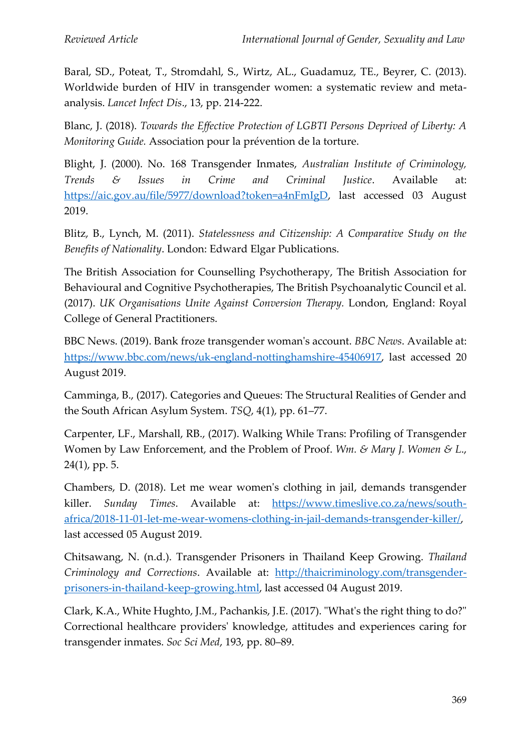Baral, SD., Poteat, T., Stromdahl, S., Wirtz, AL., Guadamuz, TE., Beyrer, C. (2013). Worldwide burden of HIV in transgender women: a systematic review and meta-analysis. *Lancet Infect Dis*., 13, pp. 214-222.

Blanc, J. (2018). *Towards the Effective Protection of LGBTI Persons Deprived of Liberty: A Monitoring Guide.* Association pour la prévention de la torture.

Blight, J. (2000). No. 168 Transgender Inmates, *Australian Institute of Criminology, Trends & Issues in Crime and Criminal Justice*. Available at: https://aic.gov.au/file/5977/download?token=a4nFmIgD, last accessed 03 August 2019.

Blitz, B., Lynch, M. (2011). *Statelessness and Citizenship: A Comparative Study on the Benefits of Nationality*. London: Edward Elgar Publications.

The British Association for Counselling Psychotherapy, The British Association for Behavioural and Cognitive Psychotherapies, The British Psychoanalytic Council et al. (2017). *UK Organisations Unite Against Conversion Therapy*. London, England: Royal College of General Practitioners.

BBC News. (2019). Bank froze transgender woman's account. *BBC News*. Available at: https://www.bbc.com/news/uk-england-nottinghamshire-45406917, last accessed 20 August 2019.

Camminga, B., (2017). Categories and Queues: The Structural Realities of Gender and the South African Asylum System. *TSQ*, 4(1), pp. 61–77.

Carpenter, LF., Marshall, RB., (2017). Walking While Trans: Profiling of Transgender Women by Law Enforcement, and the Problem of Proof. *Wm. & Mary J. Women & L.*, 24(1), pp. 5.

Chambers, D. (2018). Let me wear women's clothing in jail, demands transgender killer. *Sunday Times*. Available at: https://www.timeslive.co.za/news/south-africa/2018-11-01-let-me-wear-womens-clothing-in-jail-demands-transgender-killer/, last accessed 05 August 2019.

Chitsawang, N. (n.d.). Transgender Prisoners in Thailand Keep Growing. *Thailand Criminology and Corrections*. Available at: http://thaicriminology.com/transgender-prisoners-in-thailand-keep-growing.html, last accessed 04 August 2019.

Clark, K.A., White Hughto, J.M., Pachankis, J.E. (2017). "What's the right thing to do?" Correctional healthcare providers' knowledge, attitudes and experiences caring for transgender inmates. *Soc Sci Med*, 193, pp. 80–89.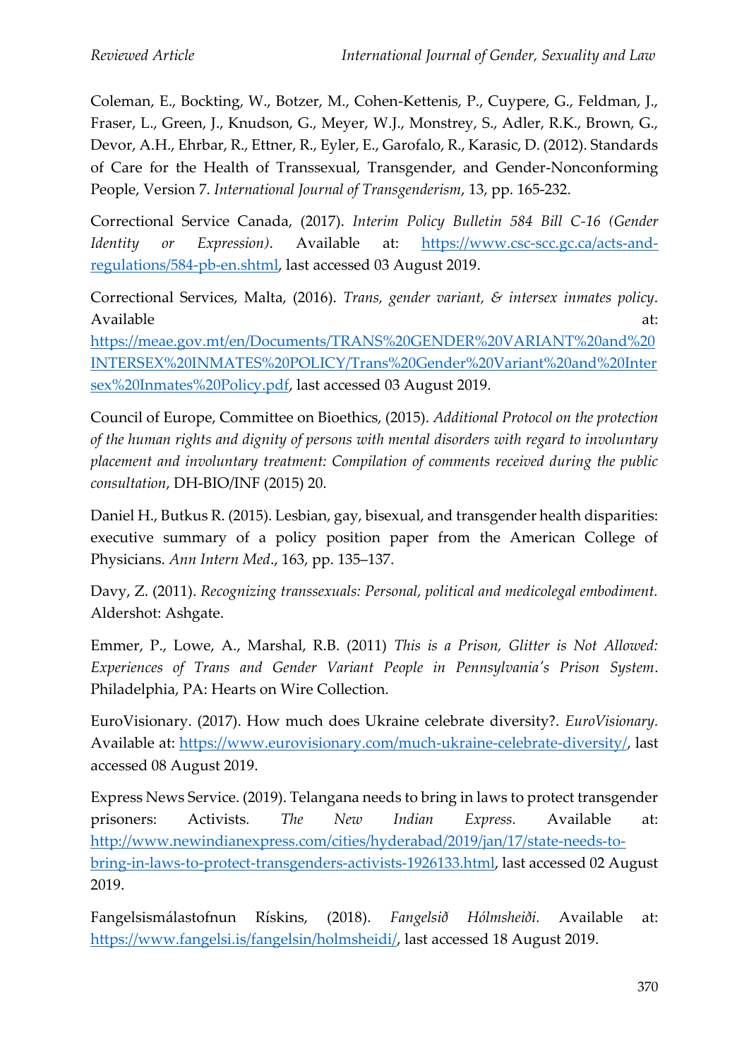Coleman, E., Bockting, W., Botzer, M., Cohen-Kettenis, P., Cuypere, G., Feldman, J., Fraser, L., Green, J., Knudson, G., Meyer, W.J., Monstrey, S., Adler, R.K., Brown, G., Devor, A.H., Ehrbar, R., Ettner, R., Eyler, E., Garofalo, R., Karasic, D. (2012). Standards of Care for the Health of Transsexual, Transgender, and Gender-Nonconforming People, Version 7. *International Journal of Transgenderism*, 13, pp. 165-232.

Correctional Service Canada, (2017). *Interim Policy Bulletin 584 Bill C-16 (Gender Identity or Expression)*. Available at: https://www.csc-scc.gc.ca/acts-and-regulations/584-pb-en.shtml, last accessed 03 August 2019.

Correctional Services, Malta, (2016). *Trans, gender variant, & intersex inmates policy*. Available at: https://meae.gov.mt/en/Documents/TRANS%20GENDER%20VARIANT%20and%20INTERSEX%20INMATES%20POLICY/Trans%20Gender%20Variant%20and%20Intersex%20Inmates%20Policy.pdf, last accessed 03 August 2019.

Council of Europe, Committee on Bioethics, (2015). *Additional Protocol on the protection of the human rights and dignity of persons with mental disorders with regard to involuntary placement and involuntary treatment: Compilation of comments received during the public consultation*, DH-BIO/INF (2015) 20.

Daniel H., Butkus R. (2015). Lesbian, gay, bisexual, and transgender health disparities: executive summary of a policy position paper from the American College of Physicians. *Ann Intern Med*., 163, pp. 135–137.

Davy, Z. (2011). *Recognizing transsexuals: Personal, political and medicolegal embodiment.* Aldershot: Ashgate.

Emmer, P., Lowe, A., Marshal, R.B. (2011) *This is a Prison, Glitter is Not Allowed: Experiences of Trans and Gender Variant People in Pennsylvania's Prison System*. Philadelphia, PA: Hearts on Wire Collection.

EuroVisionary. (2017). How much does Ukraine celebrate diversity?. *EuroVisionary.* Available at: https://www.eurovisionary.com/much-ukraine-celebrate-diversity/, last accessed 08 August 2019.

Express News Service. (2019). Telangana needs to bring in laws to protect transgender prisoners: Activists. *The New Indian Express.* Available at: http://www.newindianexpress.com/cities/hyderabad/2019/jan/17/state-needs-to-bring-in-laws-to-protect-transgenders-activists-1926133.html, last accessed 02 August 2019.

Fangelsismálastofnun Rískins, (2018). *Fangelsið Hólmsheiði.* Available at: https://www.fangelsi.is/fangelsin/holmsheidi/, last accessed 18 August 2019.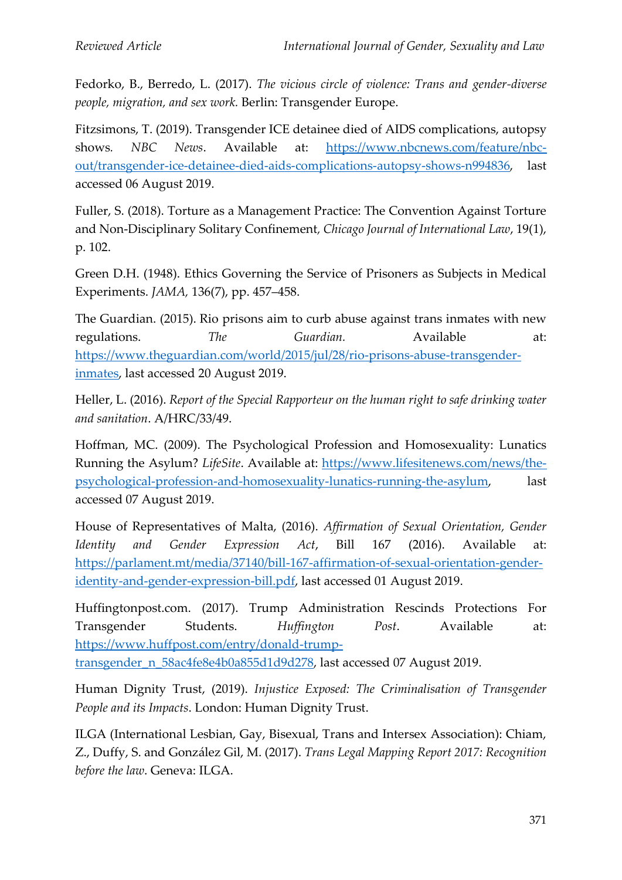Fedorko, B., Berredo, L. (2017). *The vicious circle of violence: Trans and gender-diverse people, migration, and sex work.* Berlin: Transgender Europe.

Fitzsimons, T. (2019). Transgender ICE detainee died of AIDS complications, autopsy shows. *NBC News*. Available at: https://www.nbcnews.com/feature/nbc-out/transgender-ice-detainee-died-aids-complications-autopsy-shows-n994836, last accessed 06 August 2019.

Fuller, S. (2018). Torture as a Management Practice: The Convention Against Torture and Non-Disciplinary Solitary Confinement, *Chicago Journal of International Law*, 19(1), p. 102.

Green D.H. (1948). Ethics Governing the Service of Prisoners as Subjects in Medical Experiments. *JAMA*, 136(7), pp. 457–458.

The Guardian. (2015). Rio prisons aim to curb abuse against trans inmates with new regulations. *The Guardian*. Available at: https://www.theguardian.com/world/2015/jul/28/rio-prisons-abuse-transgender-inmates, last accessed 20 August 2019.

Heller, L. (2016). *Report of the Special Rapporteur on the human right to safe drinking water and sanitation*. A/HRC/33/49.

Hoffman, MC. (2009). The Psychological Profession and Homosexuality: Lunatics Running the Asylum? *LifeSite*. Available at: https://www.lifesitenews.com/news/the-psychological-profession-and-homosexuality-lunatics-running-the-asylum, last accessed 07 August 2019.

House of Representatives of Malta, (2016). *Affirmation of Sexual Orientation, Gender Identity and Gender Expression Act*, Bill 167 (2016). Available at: https://parlament.mt/media/37140/bill-167-affirmation-of-sexual-orientation-gender-identity-and-gender-expression-bill.pdf, last accessed 01 August 2019.

Huffingtonpost.com. (2017). Trump Administration Rescinds Protections For Transgender Students. *Huffington Post*. Available at: https://www.huffpost.com/entry/donald-trump-transgender_n_58ac4fe8e4b0a855d1d9d278, last accessed 07 August 2019.

Human Dignity Trust, (2019). *Injustice Exposed: The Criminalisation of Transgender People and its Impacts*. London: Human Dignity Trust.

ILGA (International Lesbian, Gay, Bisexual, Trans and Intersex Association): Chiam, Z., Duffy, S. and González Gil, M. (2017). *Trans Legal Mapping Report 2017: Recognition before the law*. Geneva: ILGA.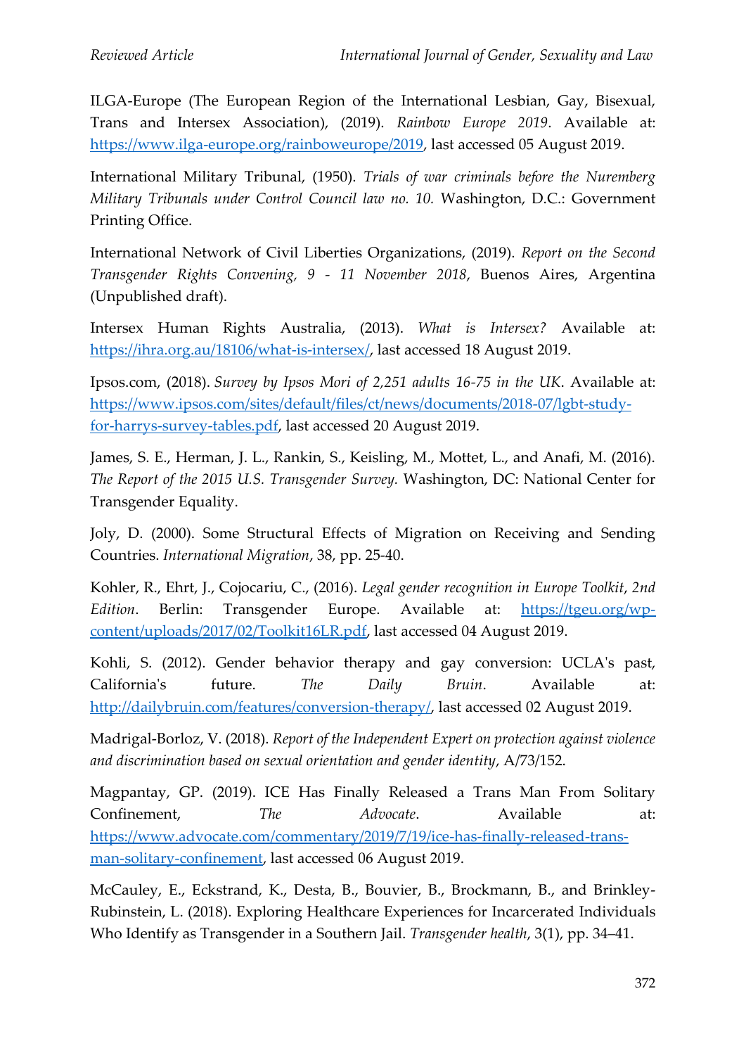ILGA-Europe (The European Region of the International Lesbian, Gay, Bisexual, Trans and Intersex Association), (2019). *Rainbow Europe 2019*. Available at: https://www.ilga-europe.org/rainboweurope/2019, last accessed 05 August 2019.

International Military Tribunal, (1950). *Trials of war criminals before the Nuremberg Military Tribunals under Control Council law no. 10.* Washington, D.C.: Government Printing Office.

International Network of Civil Liberties Organizations, (2019). *Report on the Second Transgender Rights Convening, 9 - 11 November 2018*, Buenos Aires, Argentina (Unpublished draft).

Intersex Human Rights Australia, (2013). *What is Intersex?* Available at: https://ihra.org.au/18106/what-is-intersex/, last accessed 18 August 2019.

Ipsos.com, (2018). *Survey by Ipsos Mori of 2,251 adults 16-75 in the UK*. Available at: https://www.ipsos.com/sites/default/files/ct/news/documents/2018-07/lgbt-study-for-harrys-survey-tables.pdf, last accessed 20 August 2019.

James, S. E., Herman, J. L., Rankin, S., Keisling, M., Mottet, L., and Anafi, M. (2016). *The Report of the 2015 U.S. Transgender Survey.* Washington, DC: National Center for Transgender Equality.

Joly, D. (2000). Some Structural Effects of Migration on Receiving and Sending Countries. *International Migration*, 38, pp. 25-40.

Kohler, R., Ehrt, J., Cojocariu, C., (2016). *Legal gender recognition in Europe Toolkit*, *2nd Edition*. Berlin: Transgender Europe. Available at: https://tgeu.org/wp-content/uploads/2017/02/Toolkit16LR.pdf, last accessed 04 August 2019.

Kohli, S. (2012). Gender behavior therapy and gay conversion: UCLA's past, California's future. *The Daily Bruin*. Available at: http://dailybruin.com/features/conversion-therapy/, last accessed 02 August 2019.

Madrigal-Borloz, V. (2018). *Report of the Independent Expert on protection against violence and discrimination based on sexual orientation and gender identity*, A/73/152.

Magpantay, GP. (2019). ICE Has Finally Released a Trans Man From Solitary Confinement, *The Advocate*. Available at: https://www.advocate.com/commentary/2019/7/19/ice-has-finally-released-trans-man-solitary-confinement, last accessed 06 August 2019.

McCauley, E., Eckstrand, K., Desta, B., Bouvier, B., Brockmann, B., and Brinkley-Rubinstein, L. (2018). Exploring Healthcare Experiences for Incarcerated Individuals Who Identify as Transgender in a Southern Jail. *Transgender health*, 3(1), pp. 34–41.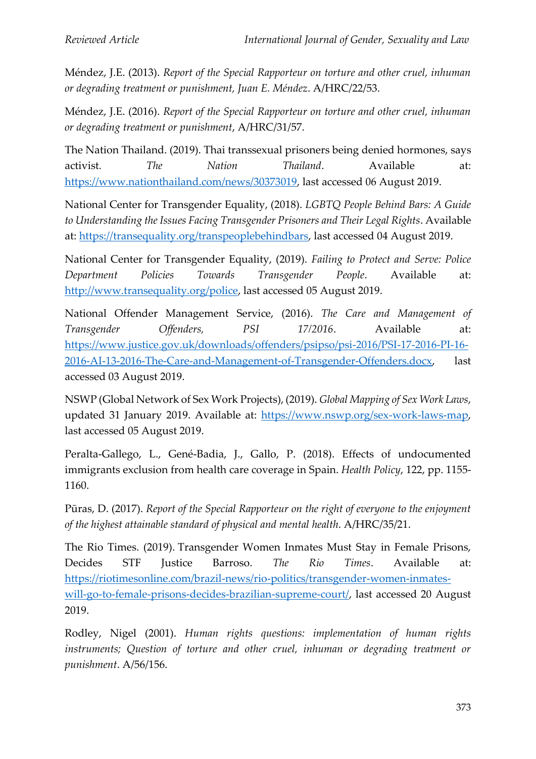Méndez, J.E. (2013). *Report of the Special Rapporteur on torture and other cruel, inhuman or degrading treatment or punishment, Juan E. Méndez*. A/HRC/22/53.

Méndez, J.E. (2016). *Report of the Special Rapporteur on torture and other cruel, inhuman or degrading treatment or punishment*, A/HRC/31/57.

The Nation Thailand. (2019). Thai transsexual prisoners being denied hormones, says activist. *The Nation Thailand*. Available at: https://www.nationthailand.com/news/30373019, last accessed 06 August 2019.

National Center for Transgender Equality, (2018). *LGBTQ People Behind Bars: A Guide to Understanding the Issues Facing Transgender Prisoners and Their Legal Rights*. Available at: https://transequality.org/transpeoplebehindbars, last accessed 04 August 2019.

National Center for Transgender Equality, (2019). *Failing to Protect and Serve: Police Department Policies Towards Transgender People*. Available at: http://www.transequality.org/police, last accessed 05 August 2019.

National Offender Management Service, (2016). *The Care and Management of Transgender Offenders, PSI 17/2016*. Available at: https://www.justice.gov.uk/downloads/offenders/psipso/psi-2016/PSI-17-2016-PI-16-2016-AI-13-2016-The-Care-and-Management-of-Transgender-Offenders.docx, last accessed 03 August 2019.

NSWP (Global Network of Sex Work Projects), (2019). *Global Mapping of Sex Work Laws*, updated 31 January 2019. Available at: https://www.nswp.org/sex-work-laws-map, last accessed 05 August 2019.

Peralta-Gallego, L., Gené-Badia, J., Gallo, P. (2018). Effects of undocumented immigrants exclusion from health care coverage in Spain. *Health Policy*, 122, pp. 1155-1160.

Pūras, D. (2017). *Report of the Special Rapporteur on the right of everyone to the enjoyment of the highest attainable standard of physical and mental health*. A/HRC/35/21.

The Rio Times. (2019). Transgender Women Inmates Must Stay in Female Prisons, Decides STF Justice Barroso. *The Rio Times*. Available at: https://riotimesonline.com/brazil-news/rio-politics/transgender-women-inmates-will-go-to-female-prisons-decides-brazilian-supreme-court/, last accessed 20 August 2019.

Rodley, Nigel (2001). *Human rights questions: implementation of human rights instruments; Question of torture and other cruel, inhuman or degrading treatment or punishment*. A/56/156.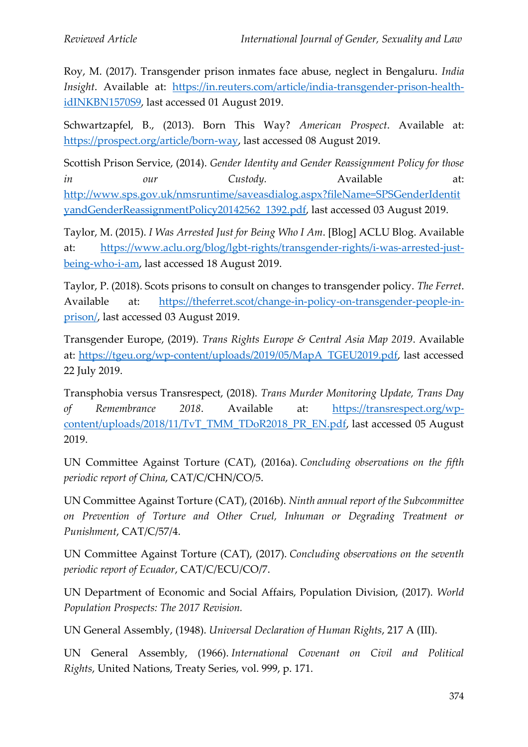Roy, M. (2017). Transgender prison inmates face abuse, neglect in Bengaluru. *India Insight*. Available at: https://in.reuters.com/article/india-transgender-prison-health-idINKBN1570S9, last accessed 01 August 2019.

Schwartzapfel, B., (2013). Born This Way? *American Prospect*. Available at: https://prospect.org/article/born-way, last accessed 08 August 2019.

Scottish Prison Service, (2014). *Gender Identity and Gender Reassignment Policy for those in our Custody.* Available at: http://www.sps.gov.uk/nmsruntime/saveasdialog.aspx?fileName=SPSGenderIdentityandGenderReassignmentPolicy20142562_1392.pdf, last accessed 03 August 2019.

Taylor, M. (2015). *I Was Arrested Just for Being Who I Am*. [Blog] ACLU Blog. Available at: https://www.aclu.org/blog/lgbt-rights/transgender-rights/i-was-arrested-just-being-who-i-am, last accessed 18 August 2019.

Taylor, P. (2018). Scots prisons to consult on changes to transgender policy. *The Ferret*. Available at: https://theferret.scot/change-in-policy-on-transgender-people-in-prison/, last accessed 03 August 2019.

Transgender Europe, (2019). *Trans Rights Europe & Central Asia Map 2019*. Available at: https://tgeu.org/wp-content/uploads/2019/05/MapA_TGEU2019.pdf, last accessed 22 July 2019.

Transphobia versus Transrespect, (2018). *Trans Murder Monitoring Update, Trans Day of Remembrance 2018*. Available at: https://transrespect.org/wp-content/uploads/2018/11/TvT_TMM_TDoR2018_PR_EN.pdf, last accessed 05 August 2019.

UN Committee Against Torture (CAT), (2016a). *Concluding observations on the fifth periodic report of China*, CAT/C/CHN/CO/5.

UN Committee Against Torture (CAT), (2016b). *Ninth annual report of the Subcommittee on Prevention of Torture and Other Cruel, Inhuman or Degrading Treatment or Punishment*, CAT/C/57/4.

UN Committee Against Torture (CAT), (2017). *Concluding observations on the seventh periodic report of Ecuador*, CAT/C/ECU/CO/7.

UN Department of Economic and Social Affairs, Population Division, (2017). *World Population Prospects: The 2017 Revision.*

UN General Assembly, (1948). *Universal Declaration of Human Rights*, 217 A (III).

UN General Assembly, (1966). *International Covenant on Civil and Political Rights*, United Nations, Treaty Series, vol. 999, p. 171.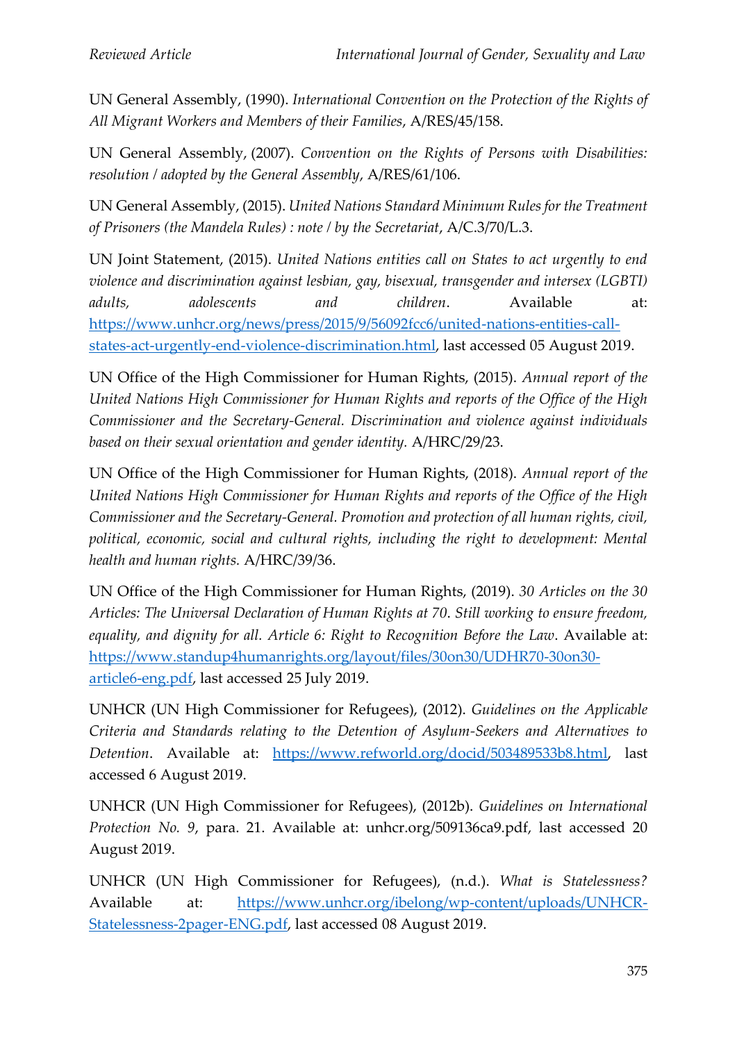UN General Assembly, (1990). *International Convention on the Protection of the Rights of All Migrant Workers and Members of their Families*, A/RES/45/158.

UN General Assembly, (2007). *Convention on the Rights of Persons with Disabilities: resolution / adopted by the General Assembly*, A/RES/61/106.

UN General Assembly, (2015). *United Nations Standard Minimum Rules for the Treatment of Prisoners (the Mandela Rules) : note / by the Secretariat*, A/C.3/70/L.3.

UN Joint Statement, (2015). *United Nations entities call on States to act urgently to end violence and discrimination against lesbian, gay, bisexual, transgender and intersex (LGBTI) adults, adolescents and children*. Available at: https://www.unhcr.org/news/press/2015/9/56092fcc6/united-nations-entities-call-states-act-urgently-end-violence-discrimination.html, last accessed 05 August 2019.

UN Office of the High Commissioner for Human Rights, (2015). *Annual report of the United Nations High Commissioner for Human Rights and reports of the Office of the High Commissioner and the Secretary-General. Discrimination and violence against individuals based on their sexual orientation and gender identity.* A/HRC/29/23.

UN Office of the High Commissioner for Human Rights, (2018). *Annual report of the United Nations High Commissioner for Human Rights and reports of the Office of the High Commissioner and the Secretary-General. Promotion and protection of all human rights, civil, political, economic, social and cultural rights, including the right to development: Mental health and human rights.* A/HRC/39/36.

UN Office of the High Commissioner for Human Rights, (2019). *30 Articles on the 30 Articles: The Universal Declaration of Human Rights at 70. Still working to ensure freedom, equality, and dignity for all. Article 6: Right to Recognition Before the Law*. Available at: https://www.standup4humanrights.org/layout/files/30on30/UDHR70-30on30-article6-eng.pdf, last accessed 25 July 2019.

UNHCR (UN High Commissioner for Refugees), (2012). *Guidelines on the Applicable Criteria and Standards relating to the Detention of Asylum-Seekers and Alternatives to Detention*. Available at: https://www.refworld.org/docid/503489533b8.html, last accessed 6 August 2019.

UNHCR (UN High Commissioner for Refugees), (2012b). *Guidelines on International Protection No. 9*, para. 21. Available at: unhcr.org/509136ca9.pdf, last accessed 20 August 2019.

UNHCR (UN High Commissioner for Refugees), (n.d.). *What is Statelessness?* Available at: https://www.unhcr.org/ibelong/wp-content/uploads/UNHCR-Statelessness-2pager-ENG.pdf, last accessed 08 August 2019.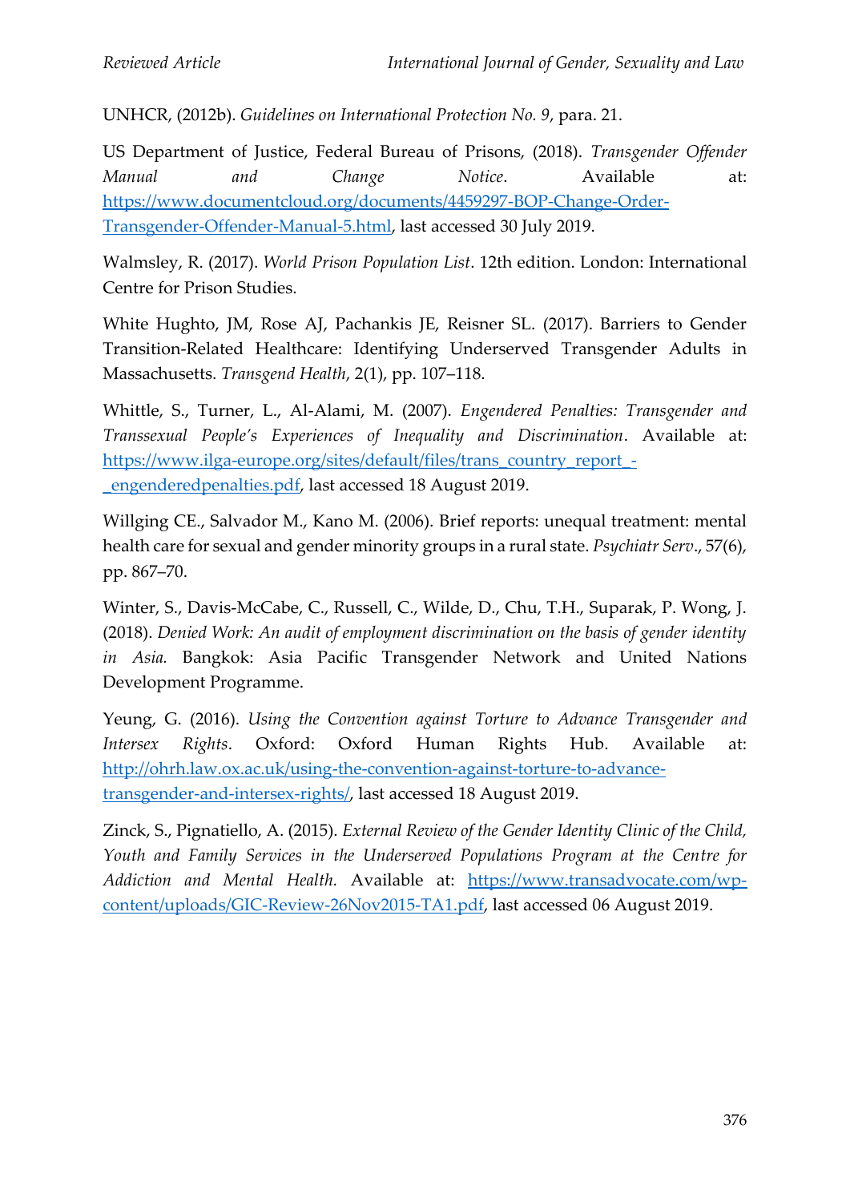UNHCR, (2012b). *Guidelines on International Protection No. 9*, para. 21.

US Department of Justice, Federal Bureau of Prisons, (2018). *Transgender Offender Manual and Change Notice*. Available at: https://www.documentcloud.org/documents/4459297-BOP-Change-Order-Transgender-Offender-Manual-5.html, last accessed 30 July 2019.

Walmsley, R. (2017). *World Prison Population List*. 12th edition. London: International Centre for Prison Studies.

White Hughto, JM, Rose AJ, Pachankis JE, Reisner SL. (2017). Barriers to Gender Transition-Related Healthcare: Identifying Underserved Transgender Adults in Massachusetts. *Transgend Health*, 2(1), pp. 107–118.

Whittle, S., Turner, L., Al-Alami, M. (2007). *Engendered Penalties: Transgender and Transsexual People's Experiences of Inequality and Discrimination*. Available at: https://www.ilga-europe.org/sites/default/files/trans_country_report_-_engenderedpenalties.pdf, last accessed 18 August 2019.

Willging CE., Salvador M., Kano M. (2006). Brief reports: unequal treatment: mental health care for sexual and gender minority groups in a rural state. *Psychiatr Serv*., 57(6), pp. 867–70.

Winter, S., Davis-McCabe, C., Russell, C., Wilde, D., Chu, T.H., Suparak, P. Wong, J. (2018). *Denied Work: An audit of employment discrimination on the basis of gender identity in Asia.* Bangkok: Asia Pacific Transgender Network and United Nations Development Programme.

Yeung, G. (2016). *Using the Convention against Torture to Advance Transgender and Intersex Rights*. Oxford: Oxford Human Rights Hub. Available at: http://ohrh.law.ox.ac.uk/using-the-convention-against-torture-to-advance-transgender-and-intersex-rights/, last accessed 18 August 2019.

Zinck, S., Pignatiello, A. (2015). *External Review of the Gender Identity Clinic of the Child, Youth and Family Services in the Underserved Populations Program at the Centre for Addiction and Mental Health.* Available at: https://www.transadvocate.com/wp-content/uploads/GIC-Review-26Nov2015-TA1.pdf, last accessed 06 August 2019.